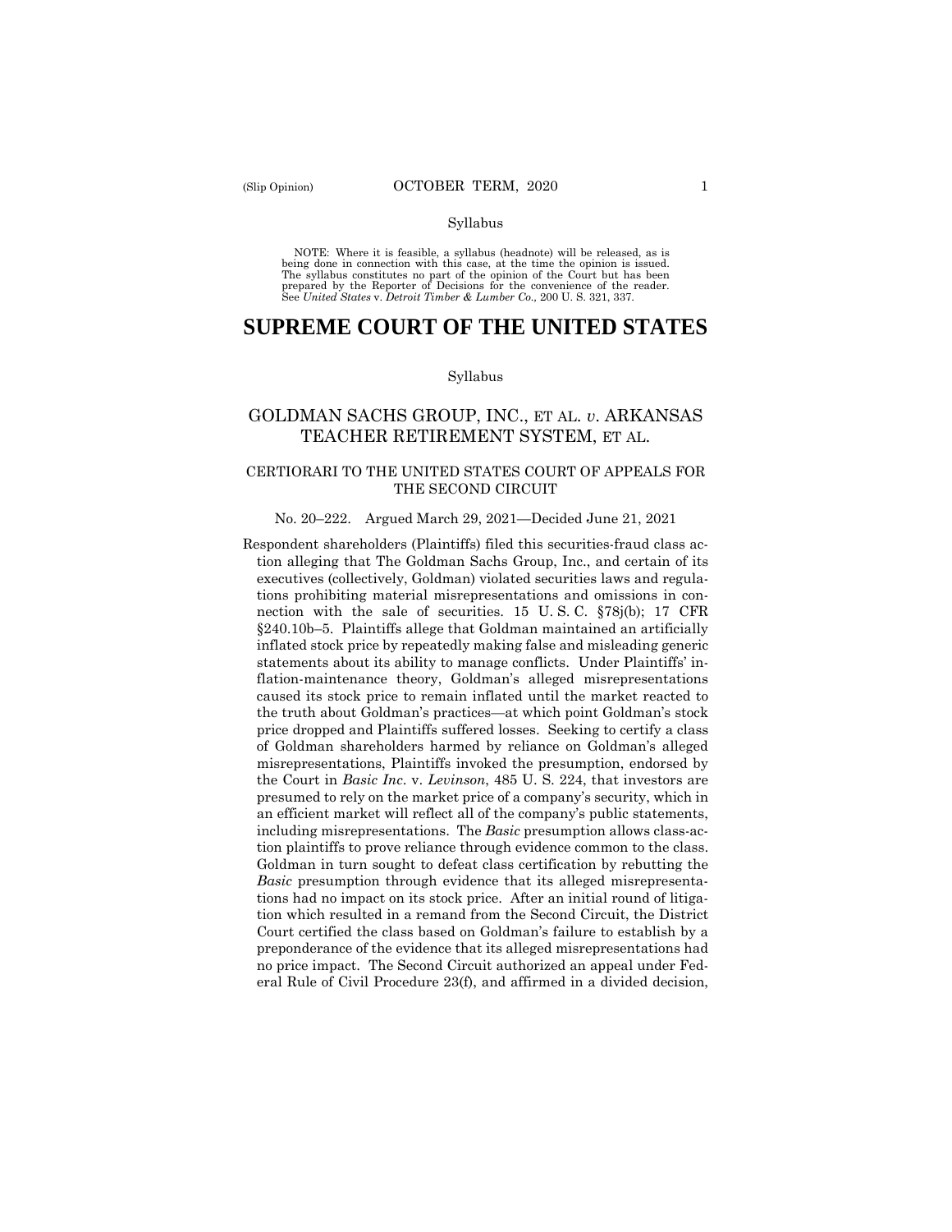Syllabus

NOTE: Where it is feasible, a syllabus (headnote) will be released, as is being done in connection with this case, at the time the opinion is issued. The syllabus constitutes no part of the opinion of the Court but has been prepared by the Reporter of Decisions for the convenience of the reader. See *United States* v. *Detroit Timber & Lumber Co.,* 200 U. S. 321, 337.

# SUPREME COURT OF THE UNITED STATES

Syllabus

## GOLDMAN SACHS GROUP, INC., ET AL. *v*. ARKANSAS TEACHER RETIREMENT SYSTEM, ET AL.

### CERTIORARI TO THE UNITED STATES COURT OF APPEALS FOR THE SECOND CIRCUIT

No. 20–222. Argued March 29, 2021—Decided June 21, 2021

Respondent shareholders (Plaintiffs) filed this securities-fraud class action alleging that The Goldman Sachs Group, Inc., and certain of its executives (collectively, Goldman) violated securities laws and regulations prohibiting material misrepresentations and omissions in connection with the sale of securities. 15 U. S. C. §78j(b); 17 CFR §240.10b–5. Plaintiffs allege that Goldman maintained an artificially inflated stock price by repeatedly making false and misleading generic statements about its ability to manage conflicts. Under Plaintiffs' inflation-maintenance theory, Goldman's alleged misrepresentations caused its stock price to remain inflated until the market reacted to the truth about Goldman's practices—at which point Goldman's stock price dropped and Plaintiffs suffered losses. Seeking to certify a class of Goldman shareholders harmed by reliance on Goldman's alleged misrepresentations, Plaintiffs invoked the presumption, endorsed by the Court in *Basic Inc.* v. *Levinson*, 485 U. S. 224, that investors are presumed to rely on the market price of a company's security, which in an efficient market will reflect all of the company's public statements, including misrepresentations. The *Basic* presumption allows class-action plaintiffs to prove reliance through evidence common to the class. Goldman in turn sought to defeat class certification by rebutting the *Basic* presumption through evidence that its alleged misrepresentations had no impact on its stock price. After an initial round of litigation which resulted in a remand from the Second Circuit, the District Court certified the class based on Goldman's failure to establish by a preponderance of the evidence that its alleged misrepresentations had no price impact. The Second Circuit authorized an appeal under Federal Rule of Civil Procedure 23(f), and affirmed in a divided decision,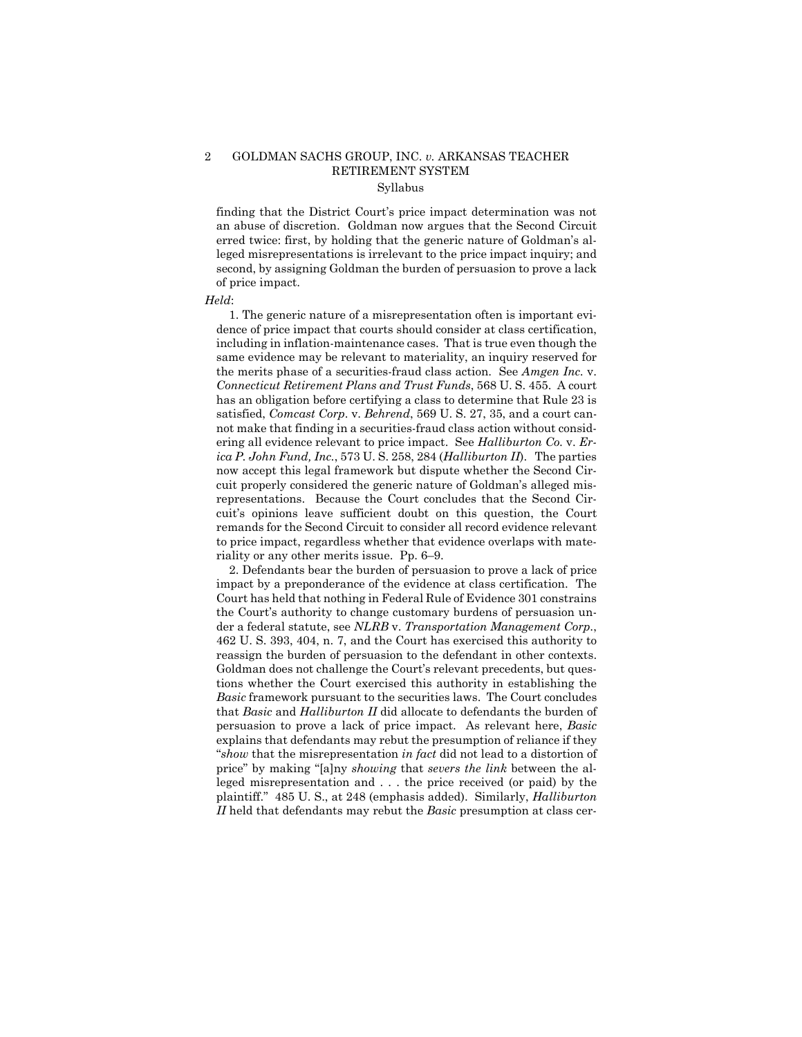finding that the District Court's price impact determination was not an abuse of discretion. Goldman now argues that the Second Circuit erred twice: first, by holding that the generic nature of Goldman's alleged misrepresentations is irrelevant to the price impact inquiry; and second, by assigning Goldman the burden of persuasion to prove a lack of price impact.

*Held*:

1. The generic nature of a misrepresentation often is important evidence of price impact that courts should consider at class certification, including in inflation-maintenance cases. That is true even though the same evidence may be relevant to materiality, an inquiry reserved for the merits phase of a securities-fraud class action. See *Amgen Inc.* v. *Connecticut Retirement Plans and Trust Funds*, 568 U. S. 455. A court has an obligation before certifying a class to determine that Rule 23 is satisfied, *Comcast Corp.* v. *Behrend*, 569 U. S. 27, 35, and a court cannot make that finding in a securities-fraud class action without considering all evidence relevant to price impact. See *Halliburton Co.* v. *Erica P. John Fund, Inc.*, 573 U. S. 258, 284 (*Halliburton II*). The parties now accept this legal framework but dispute whether the Second Circuit properly considered the generic nature of Goldman's alleged misrepresentations. Because the Court concludes that the Second Circuit's opinions leave sufficient doubt on this question, the Court remands for the Second Circuit to consider all record evidence relevant to price impact, regardless whether that evidence overlaps with materiality or any other merits issue. Pp. 6–9.

2. Defendants bear the burden of persuasion to prove a lack of price impact by a preponderance of the evidence at class certification. The Court has held that nothing in Federal Rule of Evidence 301 constrains the Court's authority to change customary burdens of persuasion under a federal statute, see *NLRB* v. *Transportation Management Corp.*, 462 U. S. 393, 404, n. 7, and the Court has exercised this authority to reassign the burden of persuasion to the defendant in other contexts. Goldman does not challenge the Court's relevant precedents, but questions whether the Court exercised this authority in establishing the *Basic* framework pursuant to the securities laws. The Court concludes that *Basic* and *Halliburton II* did allocate to defendants the burden of persuasion to prove a lack of price impact. As relevant here, *Basic* explains that defendants may rebut the presumption of reliance if they "*show* that the misrepresentation *in fact* did not lead to a distortion of price" by making "[a]ny *showing* that *severs the link* between the alleged misrepresentation and . . . the price received (or paid) by the plaintiff." 485 U. S., at 248 (emphasis added). Similarly, *Halliburton II* held that defendants may rebut the *Basic* presumption at class cer-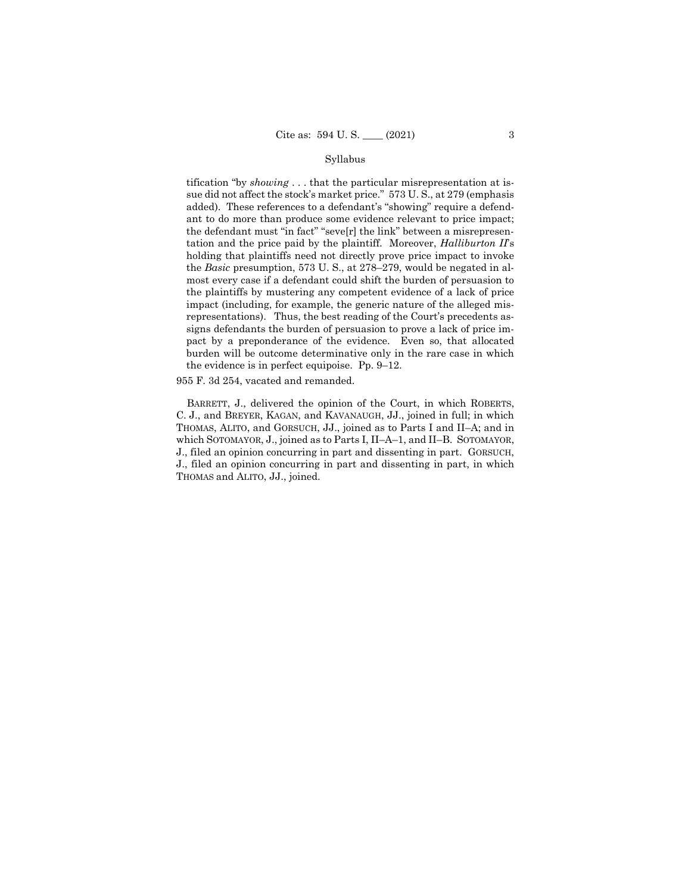tification "by *showing* . . . that the particular misrepresentation at issue did not affect the stock's market price." 573 U. S., at 279 (emphasis added). These references to a defendant's "showing" require a defendant to do more than produce some evidence relevant to price impact; the defendant must "in fact" "seve[r] the link" between a misrepresentation and the price paid by the plaintiff. Moreover, *Halliburton II*'s holding that plaintiffs need not directly prove price impact to invoke the *Basic* presumption, 573 U. S., at 278–279, would be negated in almost every case if a defendant could shift the burden of persuasion to the plaintiffs by mustering any competent evidence of a lack of price impact (including, for example, the generic nature of the alleged misrepresentations). Thus, the best reading of the Court's precedents assigns defendants the burden of persuasion to prove a lack of price impact by a preponderance of the evidence. Even so, that allocated burden will be outcome determinative only in the rare case in which the evidence is in perfect equipoise. Pp. 9–12.

955 F. 3d 254, vacated and remanded.

BARRETT, J., delivered the opinion of the Court, in which ROBERTS, C. J., and BREYER, KAGAN, and KAVANAUGH, JJ., joined in full; in which THOMAS, ALITO, and GORSUCH, JJ., joined as to Parts I and II–A; and in which SOTOMAYOR, J., joined as to Parts I, II–A–1, and II–B. SOTOMAYOR, J., filed an opinion concurring in part and dissenting in part. GORSUCH, J., filed an opinion concurring in part and dissenting in part, in which THOMAS and ALITO, JJ., joined.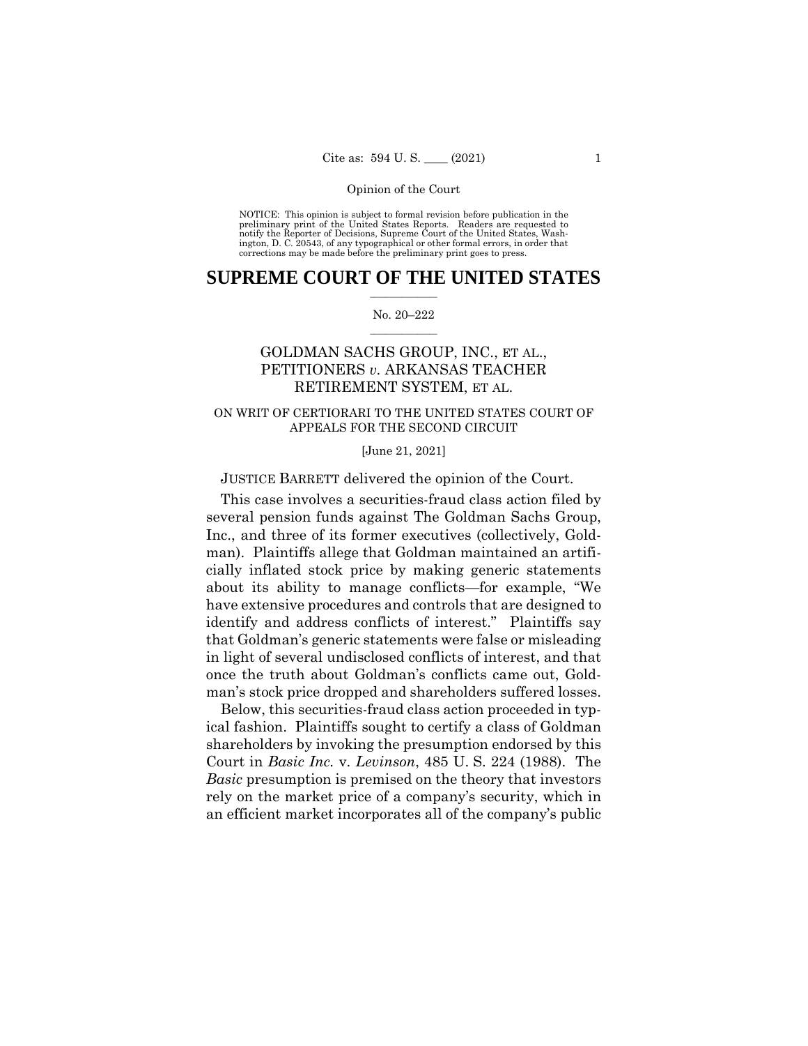NOTICE: This opinion is subject to formal revision before publication in the preliminary print of the United States Reports. Readers are requested to notify the Reporter of Decisions, Supreme Court of the United States, Washington, D. C. 20543, of any typographical or other formal errors, in order that corrections may be made before the preliminary print goes to press.

# SUPREME COURT OF THE UNITED STATES

No. 20–222

GOLDMAN SACHS GROUP, INC., ET AL., PETITIONERS *v.* ARKANSAS TEACHER RETIREMENT SYSTEM, ET AL.

ON WRIT OF CERTIORARI TO THE UNITED STATES COURT OF APPEALS FOR THE SECOND CIRCUIT

[June 21, 2021]

JUSTICE BARRETT delivered the opinion of the Court.

This case involves a securities-fraud class action filed by several pension funds against The Goldman Sachs Group, Inc., and three of its former executives (collectively, Goldman). Plaintiffs allege that Goldman maintained an artificially inflated stock price by making generic statements about its ability to manage conflicts—for example, "We have extensive procedures and controls that are designed to identify and address conflicts of interest." Plaintiffs say that Goldman's generic statements were false or misleading in light of several undisclosed conflicts of interest, and that once the truth about Goldman's conflicts came out, Goldman's stock price dropped and shareholders suffered losses.

Below, this securities-fraud class action proceeded in typical fashion. Plaintiffs sought to certify a class of Goldman shareholders by invoking the presumption endorsed by this Court in *Basic Inc.* v. *Levinson*, 485 U. S. 224 (1988). The *Basic* presumption is premised on the theory that investors rely on the market price of a company's security, which in an efficient market incorporates all of the company's public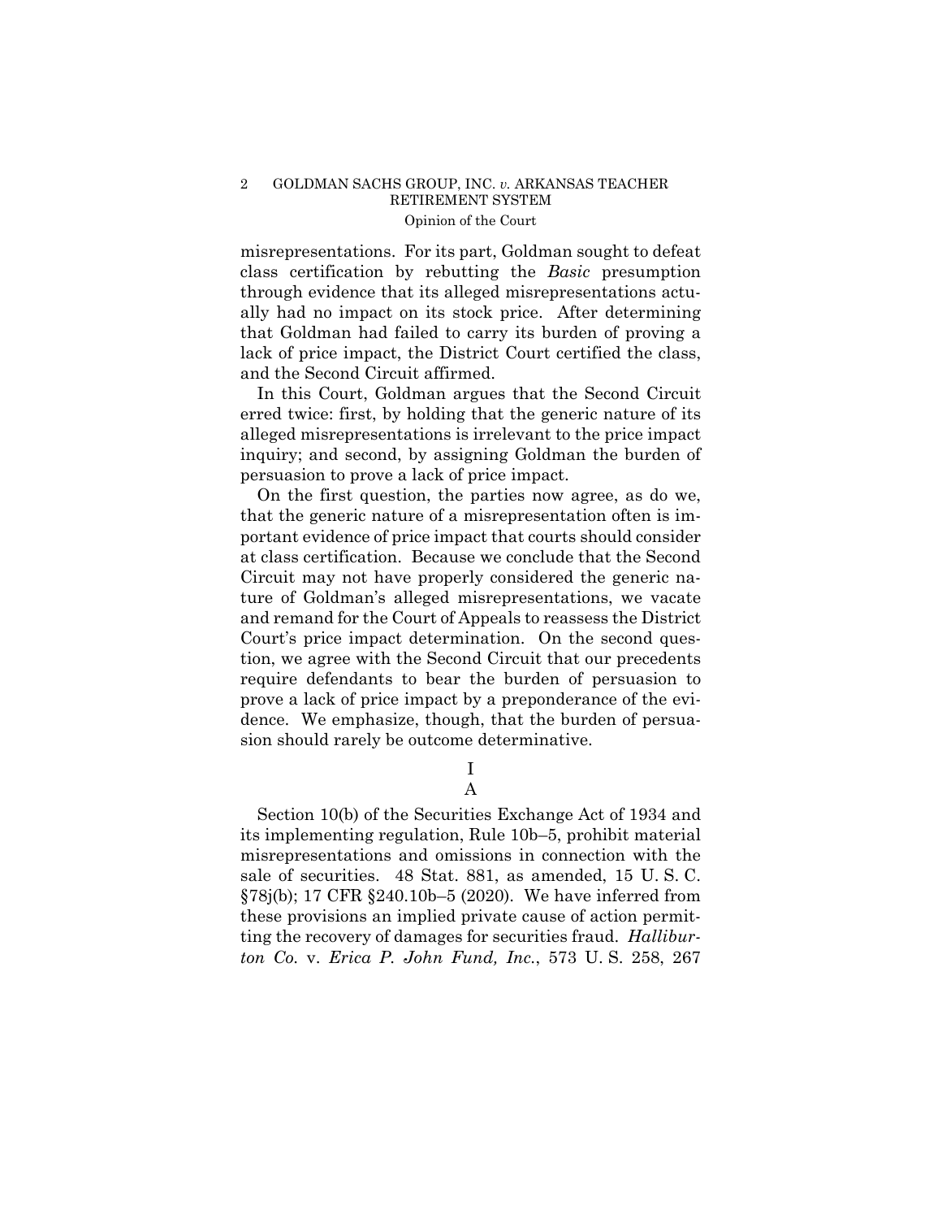misrepresentations. For its part, Goldman sought to defeat class certification by rebutting the *Basic* presumption through evidence that its alleged misrepresentations actually had no impact on its stock price. After determining that Goldman had failed to carry its burden of proving a lack of price impact, the District Court certified the class, and the Second Circuit affirmed.

In this Court, Goldman argues that the Second Circuit erred twice: first, by holding that the generic nature of its alleged misrepresentations is irrelevant to the price impact inquiry; and second, by assigning Goldman the burden of persuasion to prove a lack of price impact.

On the first question, the parties now agree, as do we, that the generic nature of a misrepresentation often is important evidence of price impact that courts should consider at class certification. Because we conclude that the Second Circuit may not have properly considered the generic nature of Goldman's alleged misrepresentations, we vacate and remand for the Court of Appeals to reassess the District Court's price impact determination. On the second question, we agree with the Second Circuit that our precedents require defendants to bear the burden of persuasion to prove a lack of price impact by a preponderance of the evidence. We emphasize, though, that the burden of persuasion should rarely be outcome determinative.

# I

## A

Section 10(b) of the Securities Exchange Act of 1934 and its implementing regulation, Rule 10b–5, prohibit material misrepresentations and omissions in connection with the sale of securities. 48 Stat. 881, as amended, 15 U. S. C. §78j(b); 17 CFR §240.10b–5 (2020). We have inferred from these provisions an implied private cause of action permitting the recovery of damages for securities fraud. *Halliburton Co.* v. *Erica P. John Fund, Inc.*, 573 U. S. 258, 267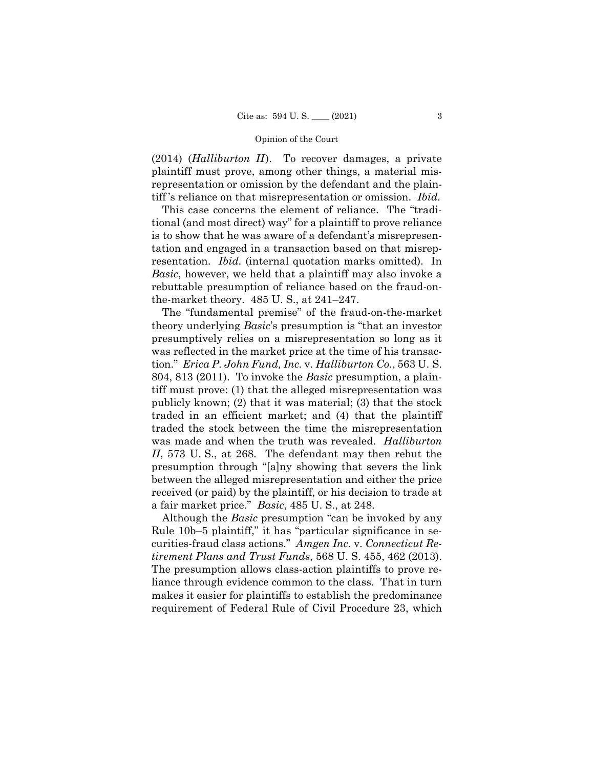(2014) (*Halliburton II*). To recover damages, a private plaintiff must prove, among other things, a material misrepresentation or omission by the defendant and the plaintiff's reliance on that misrepresentation or omission. *Ibid.*

This case concerns the element of reliance. The "traditional (and most direct) way" for a plaintiff to prove reliance is to show that he was aware of a defendant's misrepresentation and engaged in a transaction based on that misrepresentation. *Ibid.* (internal quotation marks omitted). In *Basic*, however, we held that a plaintiff may also invoke a rebuttable presumption of reliance based on the fraud-on-the-market theory. 485 U. S., at 241–247.

The "fundamental premise" of the fraud-on-the-market theory underlying *Basic*'s presumption is "that an investor presumptively relies on a misrepresentation so long as it was reflected in the market price at the time of his transaction." *Erica P. John Fund, Inc.* v. *Halliburton Co.*, 563 U. S. 804, 813 (2011). To invoke the *Basic* presumption, a plaintiff must prove: (1) that the alleged misrepresentation was publicly known; (2) that it was material; (3) that the stock traded in an efficient market; and (4) that the plaintiff traded the stock between the time the misrepresentation was made and when the truth was revealed. *Halliburton II*, 573 U. S., at 268. The defendant may then rebut the presumption through "[a]ny showing that severs the link between the alleged misrepresentation and either the price received (or paid) by the plaintiff, or his decision to trade at a fair market price." *Basic*, 485 U. S., at 248.

Although the *Basic* presumption "can be invoked by any Rule 10b–5 plaintiff," it has "particular significance in securities-fraud class actions." *Amgen Inc.* v. *Connecticut Retirement Plans and Trust Funds*, 568 U. S. 455, 462 (2013). The presumption allows class-action plaintiffs to prove reliance through evidence common to the class. That in turn makes it easier for plaintiffs to establish the predominance requirement of Federal Rule of Civil Procedure 23, which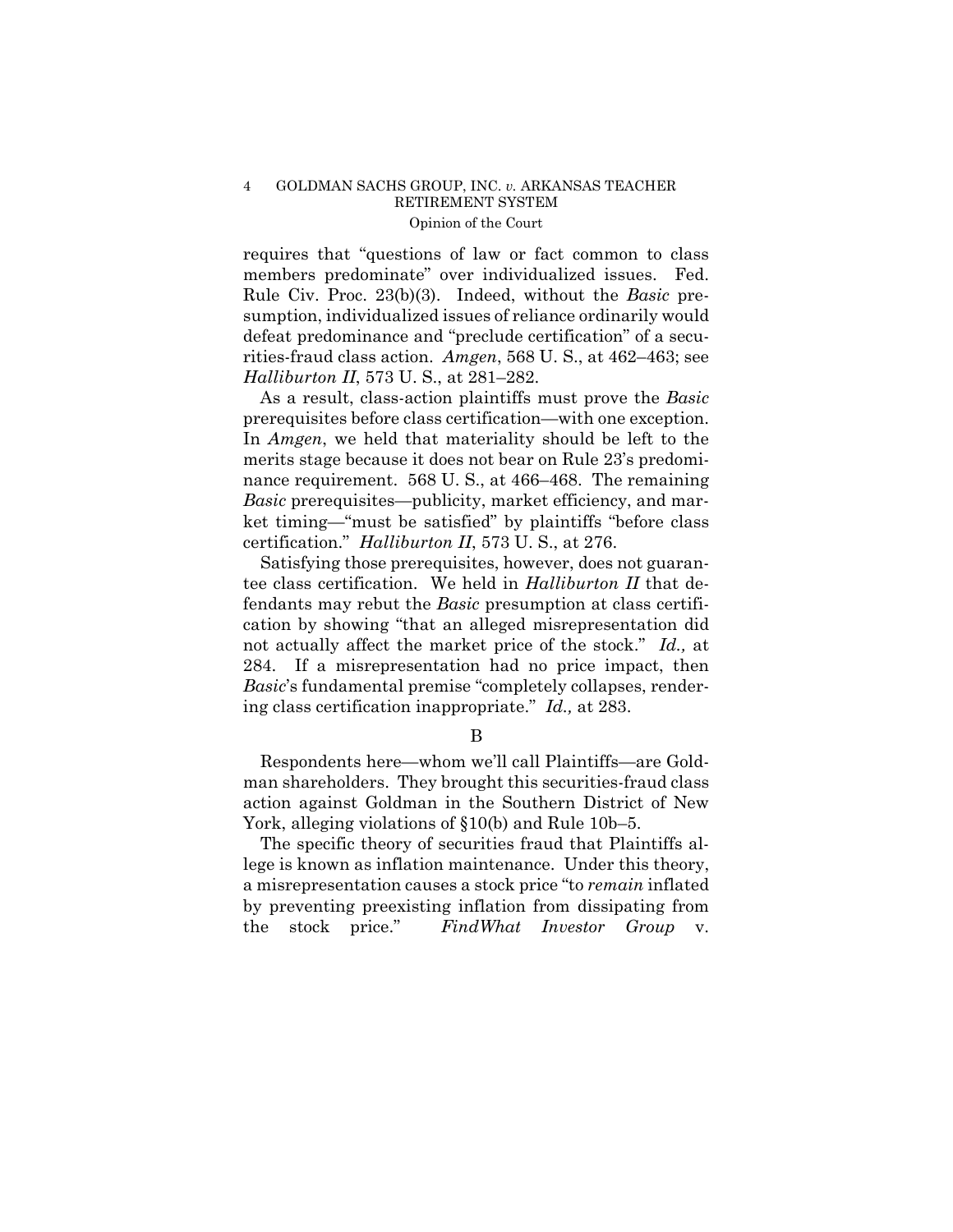requires that "questions of law or fact common to class members predominate" over individualized issues. Fed. Rule Civ. Proc. 23(b)(3). Indeed, without the *Basic* presumption, individualized issues of reliance ordinarily would defeat predominance and "preclude certification" of a securities-fraud class action. *Amgen*, 568 U. S., at 462–463; see *Halliburton II*, 573 U. S., at 281–282.

As a result, class-action plaintiffs must prove the *Basic* prerequisites before class certification—with one exception. In *Amgen*, we held that materiality should be left to the merits stage because it does not bear on Rule 23's predominance requirement. 568 U. S., at 466–468. The remaining *Basic* prerequisites—publicity, market efficiency, and market timing—"must be satisfied" by plaintiffs "before class certification." *Halliburton II*, 573 U. S., at 276.

Satisfying those prerequisites, however, does not guarantee class certification. We held in *Halliburton II* that defendants may rebut the *Basic* presumption at class certification by showing "that an alleged misrepresentation did not actually affect the market price of the stock." *Id.,* at 284. If a misrepresentation had no price impact, then *Basic*'s fundamental premise "completely collapses, rendering class certification inappropriate." *Id.,* at 283.

B

Respondents here—whom we'll call Plaintiffs—are Goldman shareholders. They brought this securities-fraud class action against Goldman in the Southern District of New York, alleging violations of §10(b) and Rule 10b–5.

The specific theory of securities fraud that Plaintiffs allege is known as inflation maintenance. Under this theory, a misrepresentation causes a stock price "to *remain* inflated by preventing preexisting inflation from dissipating from the stock price." *FindWhat Investor Group* v.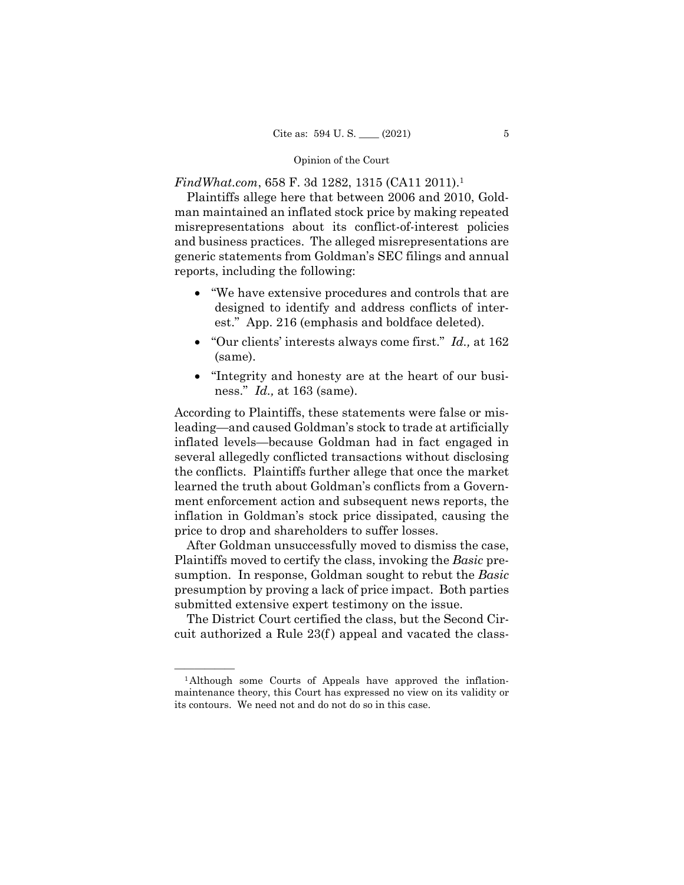*FindWhat.com*, 658 F. 3d 1282, 1315 (CA11 2011).[1]

Plaintiffs allege here that between 2006 and 2010, Goldman maintained an inflated stock price by making repeated misrepresentations about its conflict-of-interest policies and business practices. The alleged misrepresentations are generic statements from Goldman's SEC filings and annual reports, including the following:

- "We have extensive procedures and controls that are designed to identify and address conflicts of interest." App. 216 (emphasis and boldface deleted).
- "Our clients' interests always come first." *Id.,* at 162 (same).
- "Integrity and honesty are at the heart of our business." *Id.,* at 163 (same).

According to Plaintiffs, these statements were false or misleading—and caused Goldman's stock to trade at artificially inflated levels—because Goldman had in fact engaged in several allegedly conflicted transactions without disclosing the conflicts. Plaintiffs further allege that once the market learned the truth about Goldman's conflicts from a Government enforcement action and subsequent news reports, the inflation in Goldman's stock price dissipated, causing the price to drop and shareholders to suffer losses.

After Goldman unsuccessfully moved to dismiss the case, Plaintiffs moved to certify the class, invoking the *Basic* presumption. In response, Goldman sought to rebut the *Basic* presumption by proving a lack of price impact. Both parties submitted extensive expert testimony on the issue.

The District Court certified the class, but the Second Circuit authorized a Rule 23(f) appeal and vacated the class-

---

[1] Although some Courts of Appeals have approved the inflation-maintenance theory, this Court has expressed no view on its validity or its contours. We need not and do not do so in this case.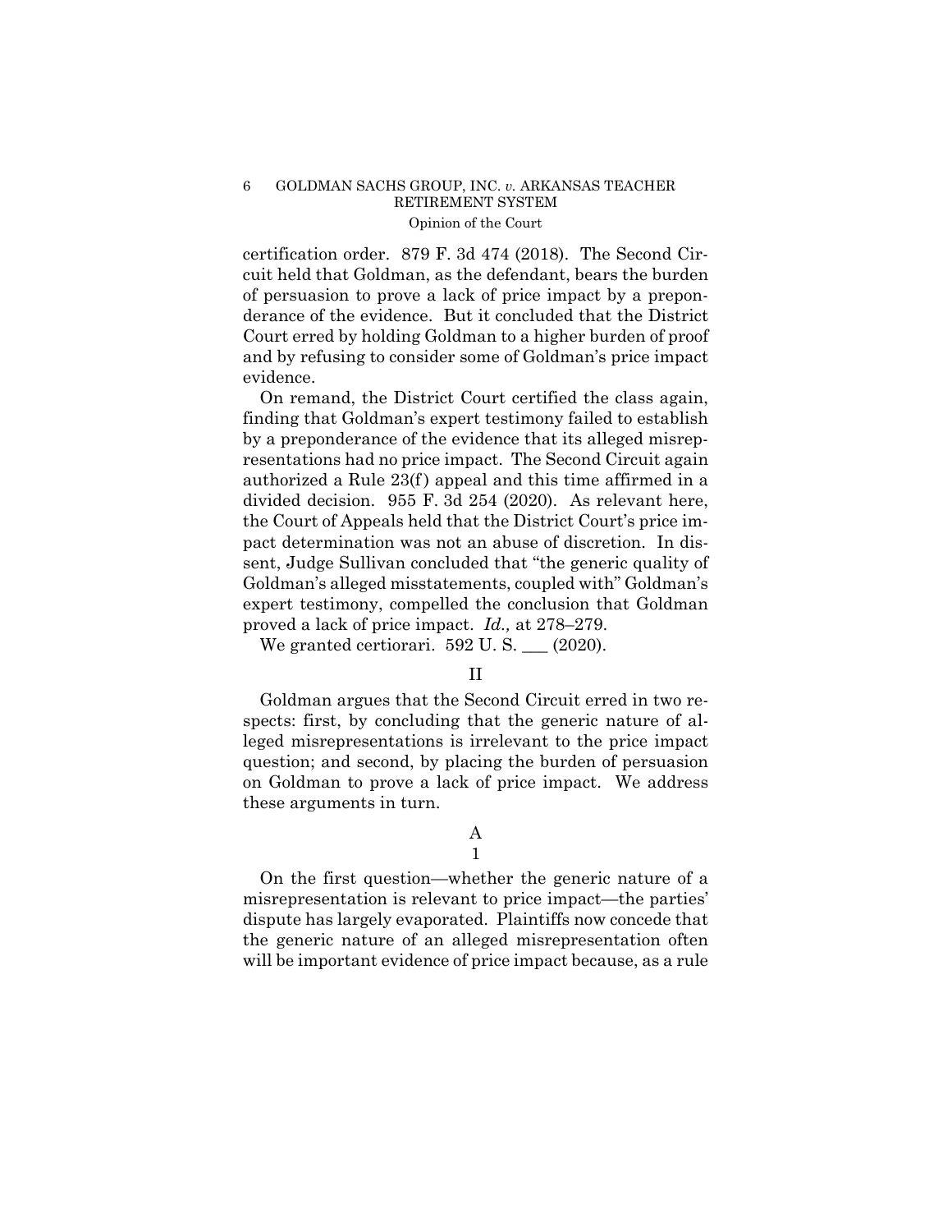certification order. 879 F. 3d 474 (2018). The Second Circuit held that Goldman, as the defendant, bears the burden of persuasion to prove a lack of price impact by a preponderance of the evidence. But it concluded that the District Court erred by holding Goldman to a higher burden of proof and by refusing to consider some of Goldman's price impact evidence.

On remand, the District Court certified the class again, finding that Goldman's expert testimony failed to establish by a preponderance of the evidence that its alleged misrepresentations had no price impact. The Second Circuit again authorized a Rule 23(f) appeal and this time affirmed in a divided decision. 955 F. 3d 254 (2020). As relevant here, the Court of Appeals held that the District Court's price impact determination was not an abuse of discretion. In dissent, Judge Sullivan concluded that "the generic quality of Goldman's alleged misstatements, coupled with" Goldman's expert testimony, compelled the conclusion that Goldman proved a lack of price impact. *Id.,* at 278–279.

We granted certiorari. 592 U. S. ___ (2020).

## II

Goldman argues that the Second Circuit erred in two respects: first, by concluding that the generic nature of alleged misrepresentations is irrelevant to the price impact question; and second, by placing the burden of persuasion on Goldman to prove a lack of price impact. We address these arguments in turn.

### A

#### 1

On the first question—whether the generic nature of a misrepresentation is relevant to price impact—the parties' dispute has largely evaporated. Plaintiffs now concede that the generic nature of an alleged misrepresentation often will be important evidence of price impact because, as a rule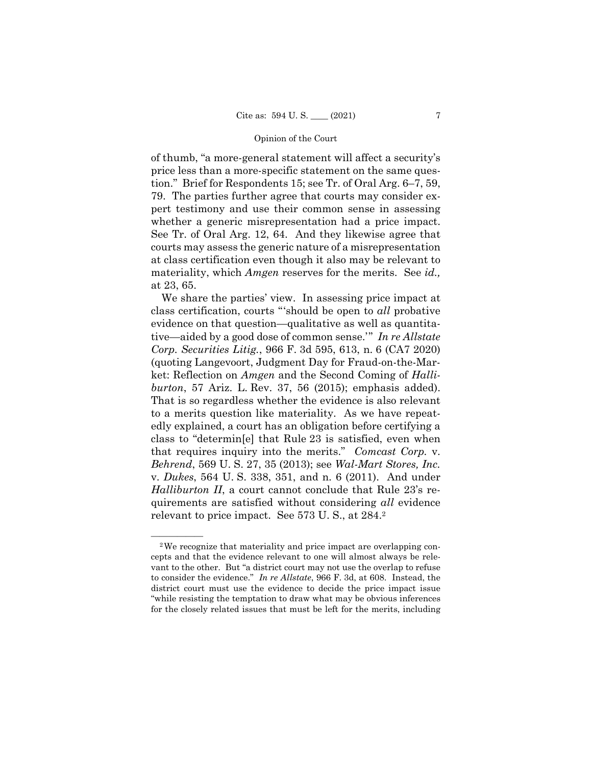of thumb, "a more-general statement will affect a security's price less than a more-specific statement on the same question." Brief for Respondents 15; see Tr. of Oral Arg. 6–7, 59, 79. The parties further agree that courts may consider expert testimony and use their common sense in assessing whether a generic misrepresentation had a price impact. See Tr. of Oral Arg. 12, 64. And they likewise agree that courts may assess the generic nature of a misrepresentation at class certification even though it also may be relevant to materiality, which *Amgen* reserves for the merits. See *id.,* at 23, 65.

We share the parties' view. In assessing price impact at class certification, courts "'should be open to *all* probative evidence on that question—qualitative as well as quantitative—aided by a good dose of common sense.'" *In re Allstate Corp. Securities Litig.*, 966 F. 3d 595, 613, n. 6 (CA7 2020) (quoting Langevoort, Judgment Day for Fraud-on-the-Market: Reflection on *Amgen* and the Second Coming of *Halliburton*, 57 Ariz. L. Rev. 37, 56 (2015); emphasis added). That is so regardless whether the evidence is also relevant to a merits question like materiality. As we have repeatedly explained, a court has an obligation before certifying a class to "determin[e] that Rule 23 is satisfied, even when that requires inquiry into the merits." *Comcast Corp.* v. *Behrend*, 569 U. S. 27, 35 (2013); see *Wal-Mart Stores, Inc.* v. *Dukes*, 564 U. S. 338, 351, and n. 6 (2011). And under *Halliburton II*, a court cannot conclude that Rule 23's requirements are satisfied without considering *all* evidence relevant to price impact. See 573 U. S., at 284.[2]

---

[2] We recognize that materiality and price impact are overlapping concepts and that the evidence relevant to one will almost always be relevant to the other. But "a district court may not use the overlap to refuse to consider the evidence." *In re Allstate*, 966 F. 3d, at 608. Instead, the district court must use the evidence to decide the price impact issue "while resisting the temptation to draw what may be obvious inferences for the closely related issues that must be left for the merits, including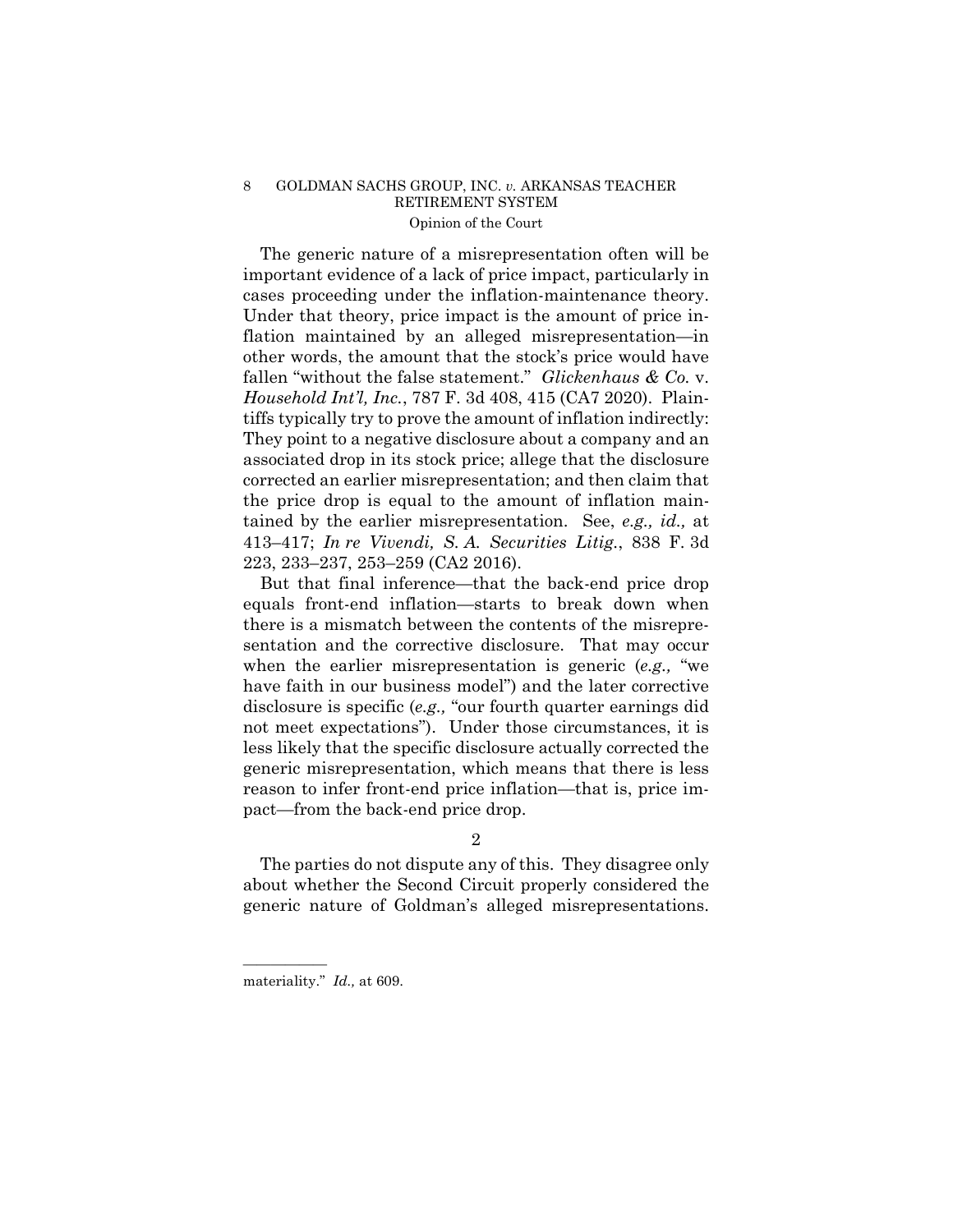The generic nature of a misrepresentation often will be important evidence of a lack of price impact, particularly in cases proceeding under the inflation-maintenance theory. Under that theory, price impact is the amount of price inflation maintained by an alleged misrepresentation—in other words, the amount that the stock's price would have fallen "without the false statement." *Glickenhaus & Co.* v. *Household Int'l, Inc.*, 787 F. 3d 408, 415 (CA7 2020). Plaintiffs typically try to prove the amount of inflation indirectly: They point to a negative disclosure about a company and an associated drop in its stock price; allege that the disclosure corrected an earlier misrepresentation; and then claim that the price drop is equal to the amount of inflation maintained by the earlier misrepresentation. See, *e.g., id.,* at 413–417; *In re Vivendi, S. A. Securities Litig.*, 838 F. 3d 223, 233–237, 253–259 (CA2 2016).

But that final inference—that the back-end price drop equals front-end inflation—starts to break down when there is a mismatch between the contents of the misrepresentation and the corrective disclosure. That may occur when the earlier misrepresentation is generic (*e.g.,* "we have faith in our business model") and the later corrective disclosure is specific (*e.g.,* "our fourth quarter earnings did not meet expectations"). Under those circumstances, it is less likely that the specific disclosure actually corrected the generic misrepresentation, which means that there is less reason to infer front-end price inflation—that is, price impact—from the back-end price drop.

2

The parties do not dispute any of this. They disagree only about whether the Second Circuit properly considered the generic nature of Goldman's alleged misrepresentations.

---

materiality." *Id.,* at 609.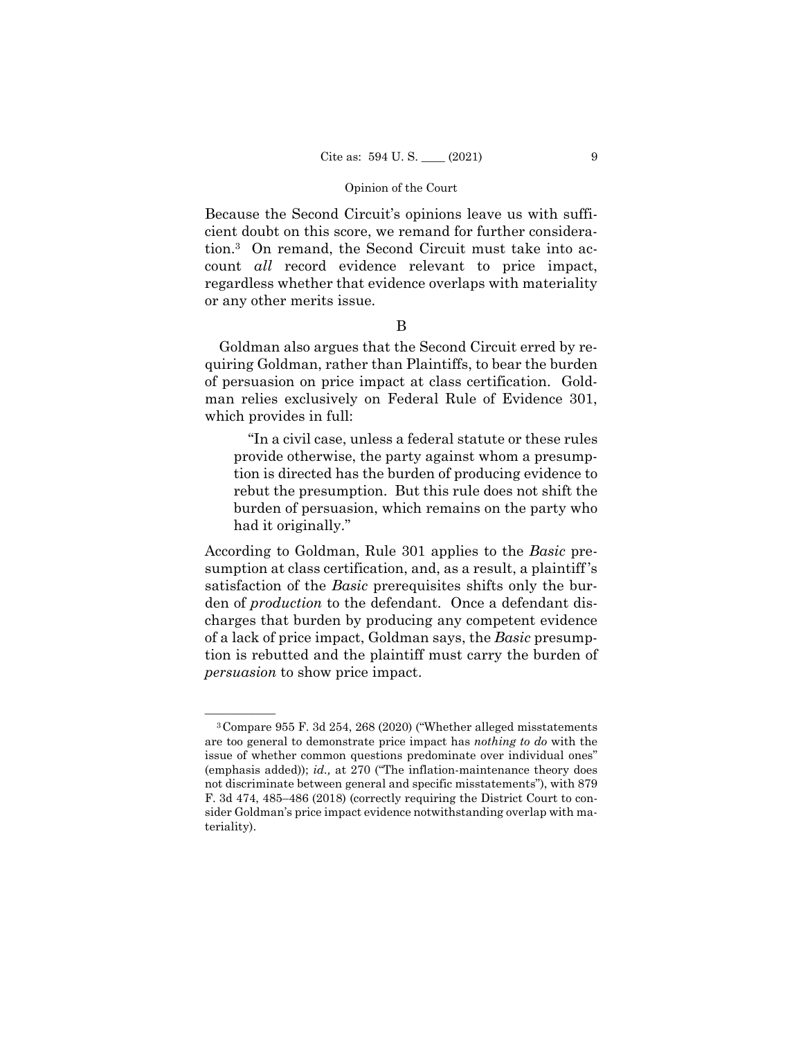Because the Second Circuit's opinions leave us with sufficient doubt on this score, we remand for further consideration.[3] On remand, the Second Circuit must take into account *all* record evidence relevant to price impact, regardless whether that evidence overlaps with materiality or any other merits issue.

B

Goldman also argues that the Second Circuit erred by requiring Goldman, rather than Plaintiffs, to bear the burden of persuasion on price impact at class certification. Goldman relies exclusively on Federal Rule of Evidence 301, which provides in full:

> "In a civil case, unless a federal statute or these rules provide otherwise, the party against whom a presumption is directed has the burden of producing evidence to rebut the presumption. But this rule does not shift the burden of persuasion, which remains on the party who had it originally."

According to Goldman, Rule 301 applies to the *Basic* presumption at class certification, and, as a result, a plaintiff's satisfaction of the *Basic* prerequisites shifts only the burden of *production* to the defendant. Once a defendant discharges that burden by producing any competent evidence of a lack of price impact, Goldman says, the *Basic* presumption is rebutted and the plaintiff must carry the burden of *persuasion* to show price impact.

---

[3] Compare 955 F. 3d 254, 268 (2020) ("Whether alleged misstatements are too general to demonstrate price impact has *nothing to do* with the issue of whether common questions predominate over individual ones" (emphasis added)); *id.,* at 270 ("The inflation-maintenance theory does not discriminate between general and specific misstatements"), with 879 F. 3d 474, 485–486 (2018) (correctly requiring the District Court to consider Goldman's price impact evidence notwithstanding overlap with materiality).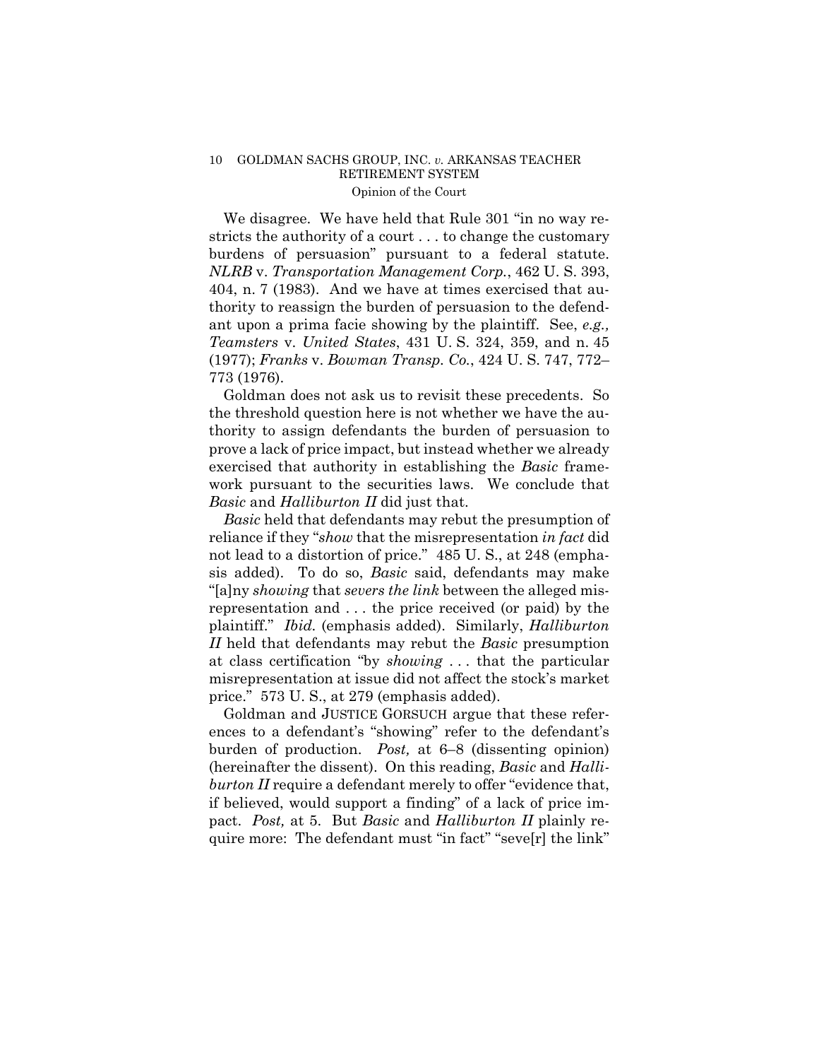We disagree. We have held that Rule 301 "in no way restricts the authority of a court . . . to change the customary burdens of persuasion" pursuant to a federal statute. *NLRB* v. *Transportation Management Corp.*, 462 U. S. 393, 404, n. 7 (1983). And we have at times exercised that authority to reassign the burden of persuasion to the defendant upon a prima facie showing by the plaintiff. See, *e.g., Teamsters* v. *United States*, 431 U. S. 324, 359, and n. 45 (1977); *Franks* v. *Bowman Transp. Co.*, 424 U. S. 747, 772–773 (1976).

Goldman does not ask us to revisit these precedents. So the threshold question here is not whether we have the authority to assign defendants the burden of persuasion to prove a lack of price impact, but instead whether we already exercised that authority in establishing the *Basic* framework pursuant to the securities laws. We conclude that *Basic* and *Halliburton II* did just that.

*Basic* held that defendants may rebut the presumption of reliance if they "*show* that the misrepresentation *in fact* did not lead to a distortion of price." 485 U. S., at 248 (emphasis added). To do so, *Basic* said, defendants may make "[a]ny *showing* that *severs the link* between the alleged misrepresentation and . . . the price received (or paid) by the plaintiff." *Ibid.* (emphasis added). Similarly, *Halliburton II* held that defendants may rebut the *Basic* presumption at class certification "by *showing* . . . that the particular misrepresentation at issue did not affect the stock's market price." 573 U. S., at 279 (emphasis added).

Goldman and JUSTICE GORSUCH argue that these references to a defendant's "showing" refer to the defendant's burden of production. *Post,* at 6–8 (dissenting opinion) (hereinafter the dissent). On this reading, *Basic* and *Halliburton II* require a defendant merely to offer "evidence that, if believed, would support a finding" of a lack of price impact. *Post,* at 5. But *Basic* and *Halliburton II* plainly require more: The defendant must "in fact" "seve[r] the link"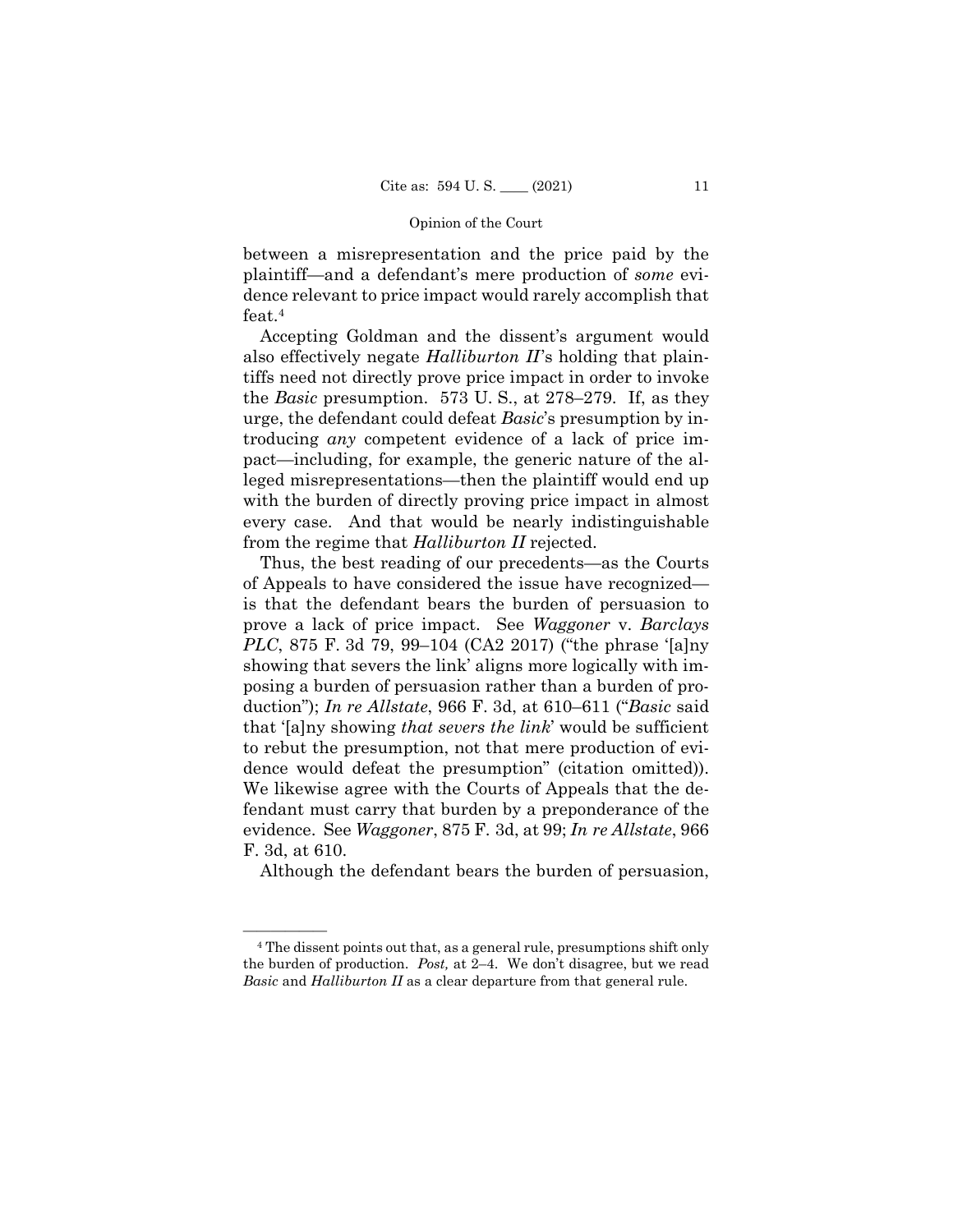between a misrepresentation and the price paid by the plaintiff—and a defendant's mere production of *some* evidence relevant to price impact would rarely accomplish that feat.[4]

Accepting Goldman and the dissent's argument would also effectively negate *Halliburton II*'s holding that plaintiffs need not directly prove price impact in order to invoke the *Basic* presumption. 573 U. S., at 278–279. If, as they urge, the defendant could defeat *Basic*'s presumption by introducing *any* competent evidence of a lack of price impact—including, for example, the generic nature of the alleged misrepresentations—then the plaintiff would end up with the burden of directly proving price impact in almost every case. And that would be nearly indistinguishable from the regime that *Halliburton II* rejected.

Thus, the best reading of our precedents—as the Courts of Appeals to have considered the issue have recognized—is that the defendant bears the burden of persuasion to prove a lack of price impact. See *Waggoner* v. *Barclays PLC*, 875 F. 3d 79, 99–104 (CA2 2017) ("the phrase '[a]ny showing that severs the link' aligns more logically with imposing a burden of persuasion rather than a burden of production"); *In re Allstate*, 966 F. 3d, at 610–611 ("*Basic* said that '[a]ny showing *that severs the link*' would be sufficient to rebut the presumption, not that mere production of evidence would defeat the presumption" (citation omitted)). We likewise agree with the Courts of Appeals that the defendant must carry that burden by a preponderance of the evidence. See *Waggoner*, 875 F. 3d, at 99; *In re Allstate*, 966 F. 3d, at 610.

Although the defendant bears the burden of persuasion,

---

[4] The dissent points out that, as a general rule, presumptions shift only the burden of production. *Post,* at 2–4. We don't disagree, but we read *Basic* and *Halliburton II* as a clear departure from that general rule.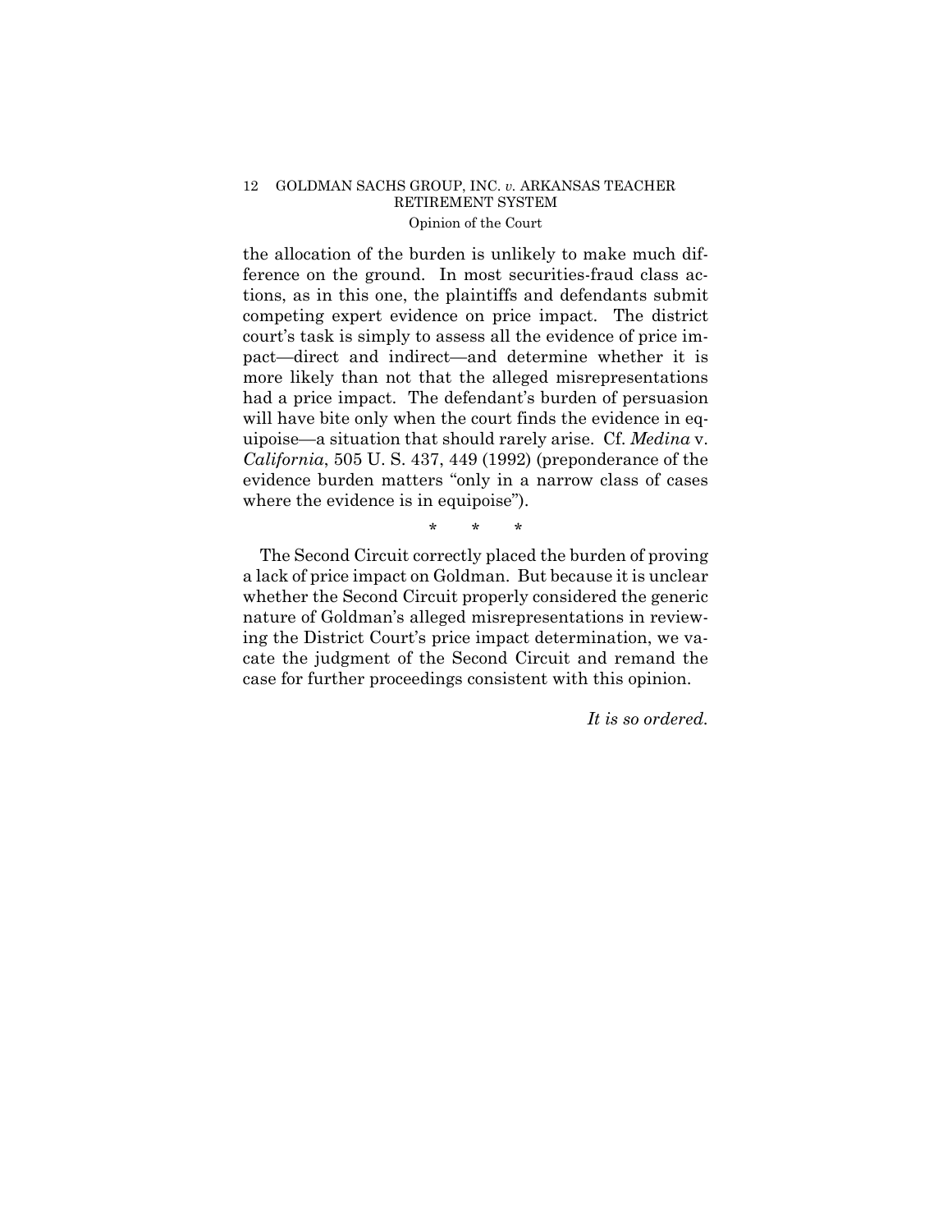the allocation of the burden is unlikely to make much difference on the ground. In most securities-fraud class actions, as in this one, the plaintiffs and defendants submit competing expert evidence on price impact. The district court's task is simply to assess all the evidence of price impact—direct and indirect—and determine whether it is more likely than not that the alleged misrepresentations had a price impact. The defendant's burden of persuasion will have bite only when the court finds the evidence in equipoise—a situation that should rarely arise. Cf. *Medina* v. *California*, 505 U. S. 437, 449 (1992) (preponderance of the evidence burden matters "only in a narrow class of cases where the evidence is in equipoise").

\* \* \*

The Second Circuit correctly placed the burden of proving a lack of price impact on Goldman. But because it is unclear whether the Second Circuit properly considered the generic nature of Goldman's alleged misrepresentations in reviewing the District Court's price impact determination, we vacate the judgment of the Second Circuit and remand the case for further proceedings consistent with this opinion.

*It is so ordered.*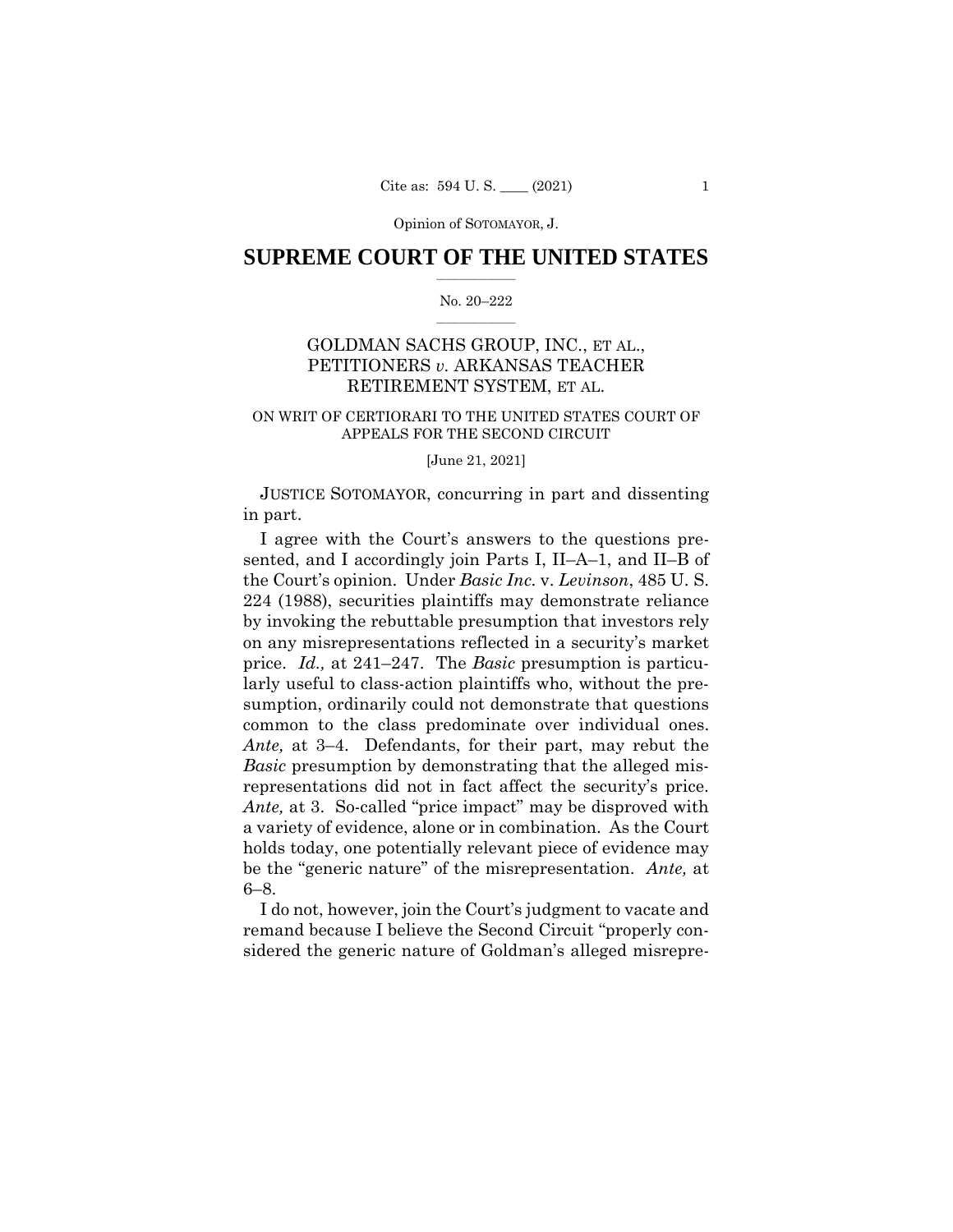Opinion of SOTOMAYOR, J.

# SUPREME COURT OF THE UNITED STATES

No. 20–222

## GOLDMAN SACHS GROUP, INC., ET AL., PETITIONERS *v.* ARKANSAS TEACHER RETIREMENT SYSTEM, ET AL.

ON WRIT OF CERTIORARI TO THE UNITED STATES COURT OF APPEALS FOR THE SECOND CIRCUIT

[June 21, 2021]

JUSTICE SOTOMAYOR, concurring in part and dissenting in part.

I agree with the Court's answers to the questions presented, and I accordingly join Parts I, II–A–1, and II–B of the Court's opinion. Under *Basic Inc.* v. *Levinson*, 485 U. S. 224 (1988), securities plaintiffs may demonstrate reliance by invoking the rebuttable presumption that investors rely on any misrepresentations reflected in a security's market price. *Id.,* at 241–247. The *Basic* presumption is particularly useful to class-action plaintiffs who, without the presumption, ordinarily could not demonstrate that questions common to the class predominate over individual ones. *Ante,* at 3–4. Defendants, for their part, may rebut the *Basic* presumption by demonstrating that the alleged misrepresentations did not in fact affect the security's price. *Ante,* at 3. So-called "price impact" may be disproved with a variety of evidence, alone or in combination. As the Court holds today, one potentially relevant piece of evidence may be the "generic nature" of the misrepresentation. *Ante,* at 6–8.

I do not, however, join the Court's judgment to vacate and remand because I believe the Second Circuit "properly considered the generic nature of Goldman's alleged misrepre-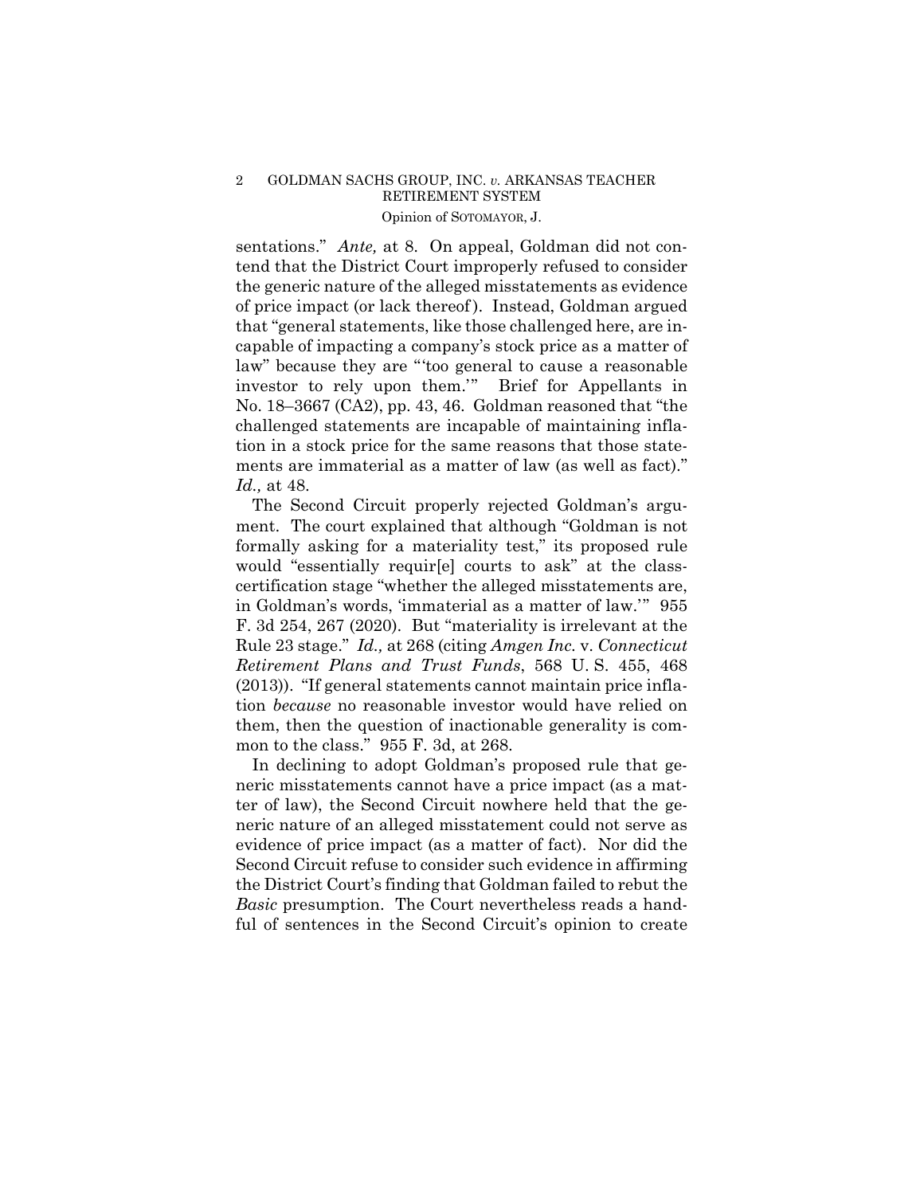sentations." *Ante,* at 8. On appeal, Goldman did not contend that the District Court improperly refused to consider the generic nature of the alleged misstatements as evidence of price impact (or lack thereof). Instead, Goldman argued that "general statements, like those challenged here, are incapable of impacting a company's stock price as a matter of law" because they are "'too general to cause a reasonable investor to rely upon them.'" Brief for Appellants in No. 18–3667 (CA2), pp. 43, 46. Goldman reasoned that "the challenged statements are incapable of maintaining inflation in a stock price for the same reasons that those statements are immaterial as a matter of law (as well as fact)." *Id.,* at 48.

The Second Circuit properly rejected Goldman's argument. The court explained that although "Goldman is not formally asking for a materiality test," its proposed rule would "essentially requir[e] courts to ask" at the class-certification stage "whether the alleged misstatements are, in Goldman's words, 'immaterial as a matter of law.'" 955 F. 3d 254, 267 (2020). But "materiality is irrelevant at the Rule 23 stage." *Id.,* at 268 (citing *Amgen Inc.* v. *Connecticut Retirement Plans and Trust Funds*, 568 U. S. 455, 468 (2013)). "If general statements cannot maintain price inflation *because* no reasonable investor would have relied on them, then the question of inactionable generality is common to the class." 955 F. 3d, at 268.

In declining to adopt Goldman's proposed rule that generic misstatements cannot have a price impact (as a matter of law), the Second Circuit nowhere held that the generic nature of an alleged misstatement could not serve as evidence of price impact (as a matter of fact). Nor did the Second Circuit refuse to consider such evidence in affirming the District Court's finding that Goldman failed to rebut the *Basic* presumption. The Court nevertheless reads a handful of sentences in the Second Circuit's opinion to create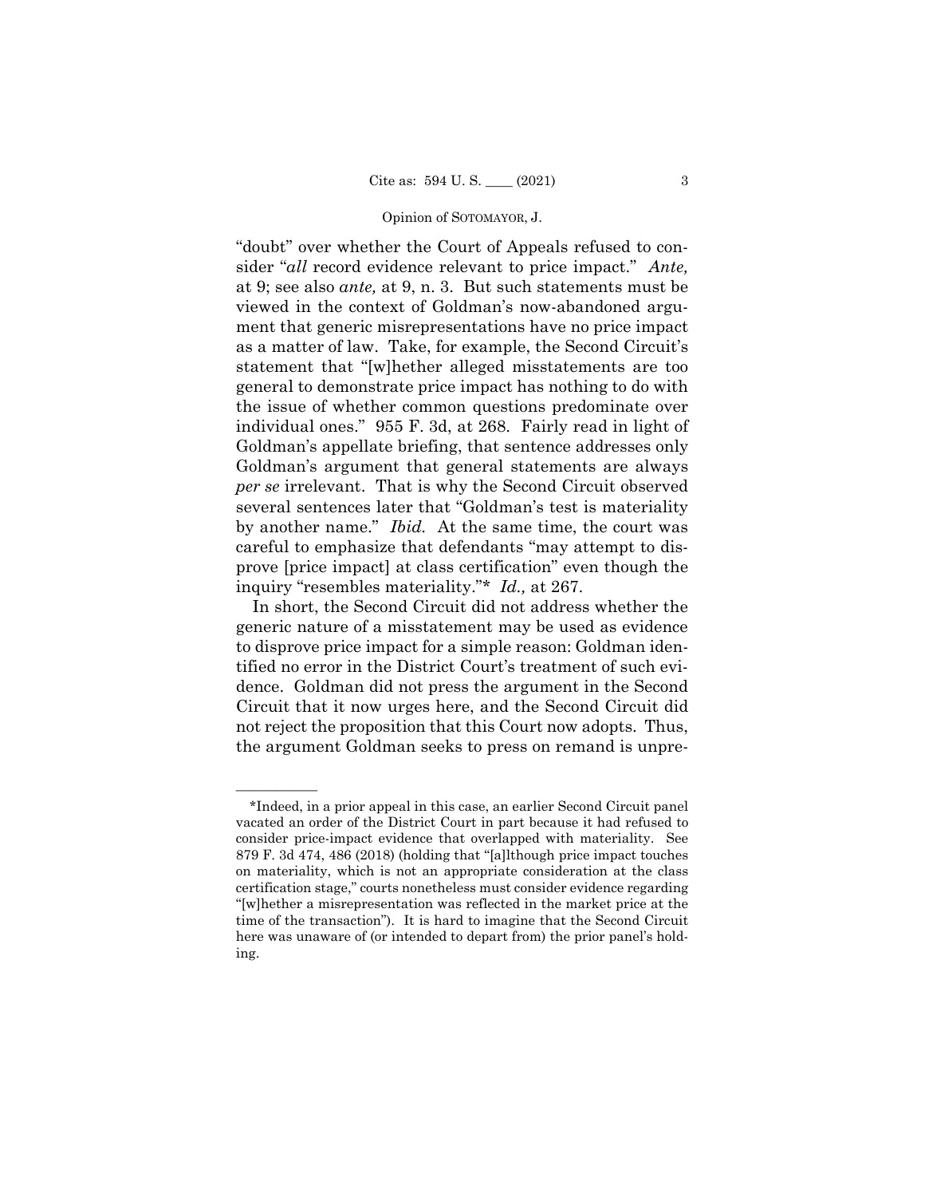"doubt" over whether the Court of Appeals refused to consider "*all* record evidence relevant to price impact." *Ante,* at 9; see also *ante,* at 9, n. 3. But such statements must be viewed in the context of Goldman's now-abandoned argument that generic misrepresentations have no price impact as a matter of law. Take, for example, the Second Circuit's statement that "[w]hether alleged misstatements are too general to demonstrate price impact has nothing to do with the issue of whether common questions predominate over individual ones." 955 F. 3d, at 268. Fairly read in light of Goldman's appellate briefing, that sentence addresses only Goldman's argument that general statements are always *per se* irrelevant. That is why the Second Circuit observed several sentences later that "Goldman's test is materiality by another name." *Ibid.* At the same time, the court was careful to emphasize that defendants "may attempt to disprove [price impact] at class certification" even though the inquiry "resembles materiality."* *Id.,* at 267.

In short, the Second Circuit did not address whether the generic nature of a misstatement may be used as evidence to disprove price impact for a simple reason: Goldman identified no error in the District Court's treatment of such evidence. Goldman did not press the argument in the Second Circuit that it now urges here, and the Second Circuit did not reject the proposition that this Court now adopts. Thus, the argument Goldman seeks to press on remand is unpre-

---

*Indeed, in a prior appeal in this case, an earlier Second Circuit panel vacated an order of the District Court in part because it had refused to consider price-impact evidence that overlapped with materiality. See 879 F. 3d 474, 486 (2018) (holding that "[a]lthough price impact touches on materiality, which is not an appropriate consideration at the class certification stage," courts nonetheless must consider evidence regarding "[w]hether a misrepresentation was reflected in the market price at the time of the transaction"). It is hard to imagine that the Second Circuit here was unaware of (or intended to depart from) the prior panel's holding.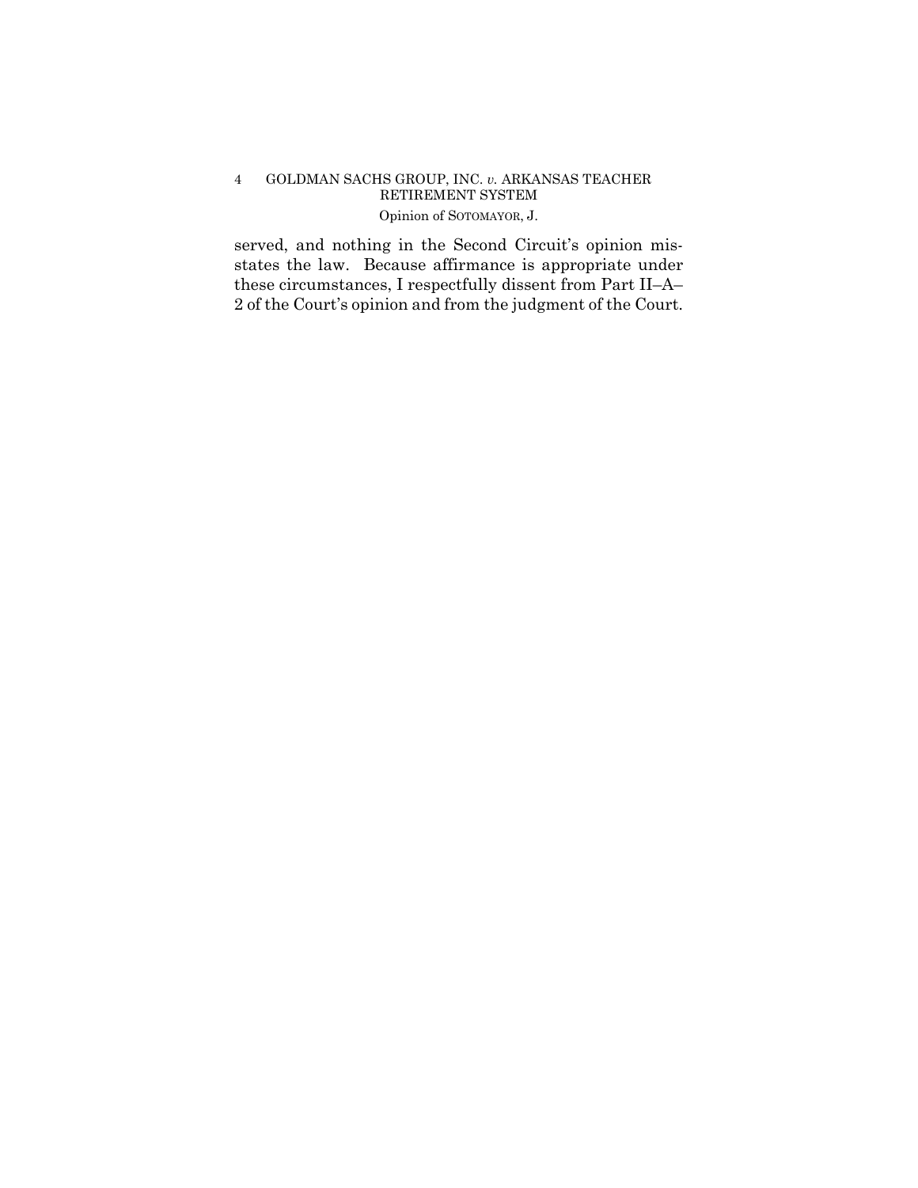served, and nothing in the Second Circuit's opinion misstates the law. Because affirmance is appropriate under these circumstances, I respectfully dissent from Part II–A–2 of the Court's opinion and from the judgment of the Court.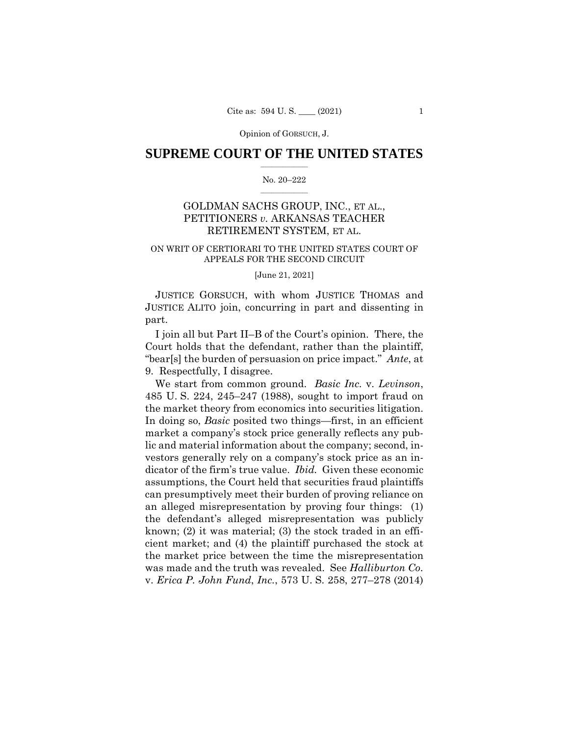SUPREME COURT OF THE UNITED STATES

No. 20–222

GOLDMAN SACHS GROUP, INC., ET AL., PETITIONERS *v.* ARKANSAS TEACHER RETIREMENT SYSTEM, ET AL.

ON WRIT OF CERTIORARI TO THE UNITED STATES COURT OF APPEALS FOR THE SECOND CIRCUIT

[June 21, 2021]

JUSTICE GORSUCH, with whom JUSTICE THOMAS and JUSTICE ALITO join, concurring in part and dissenting in part.

I join all but Part II–B of the Court's opinion. There, the Court holds that the defendant, rather than the plaintiff, "bear[s] the burden of persuasion on price impact." *Ante*, at 9. Respectfully, I disagree.

We start from common ground. *Basic Inc.* v. *Levinson*, 485 U. S. 224, 245–247 (1988), sought to import fraud on the market theory from economics into securities litigation. In doing so, *Basic* posited two things—first, in an efficient market a company's stock price generally reflects any public and material information about the company; second, investors generally rely on a company's stock price as an indicator of the firm's true value. *Ibid.* Given these economic assumptions, the Court held that securities fraud plaintiffs can presumptively meet their burden of proving reliance on an alleged misrepresentation by proving four things: (1) the defendant's alleged misrepresentation was publicly known; (2) it was material; (3) the stock traded in an efficient market; and (4) the plaintiff purchased the stock at the market price between the time the misrepresentation was made and the truth was revealed. See *Halliburton Co.* v. *Erica P. John Fund*, *Inc.*, 573 U. S. 258, 277–278 (2014)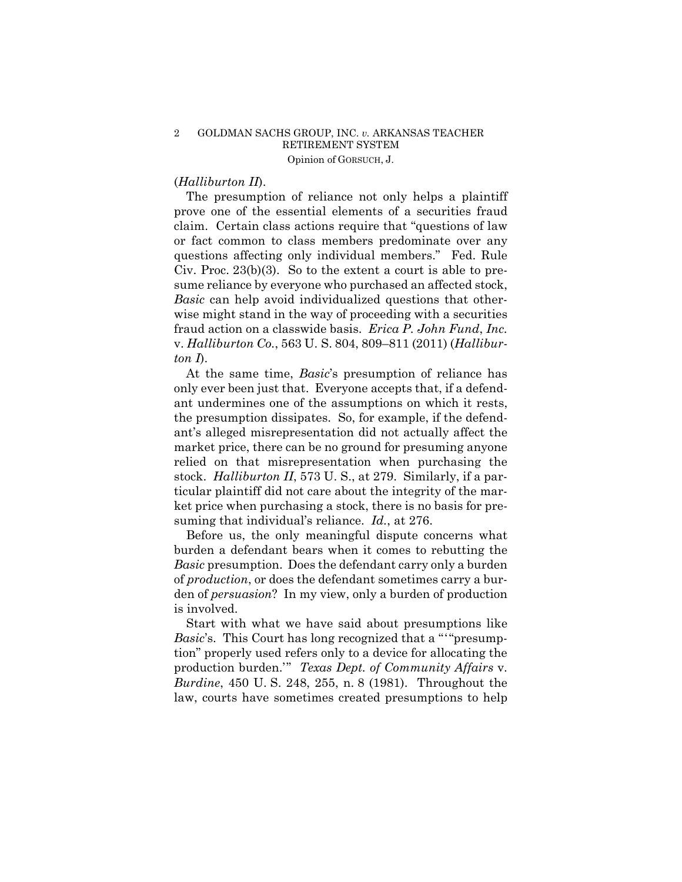(*Halliburton II*).

The presumption of reliance not only helps a plaintiff prove one of the essential elements of a securities fraud claim. Certain class actions require that "questions of law or fact common to class members predominate over any questions affecting only individual members." Fed. Rule Civ. Proc. 23(b)(3). So to the extent a court is able to presume reliance by everyone who purchased an affected stock, *Basic* can help avoid individualized questions that otherwise might stand in the way of proceeding with a securities fraud action on a classwide basis. *Erica P. John Fund, Inc.* v. *Halliburton Co.*, 563 U. S. 804, 809–811 (2011) (*Halliburton I*).

At the same time, *Basic*'s presumption of reliance has only ever been just that. Everyone accepts that, if a defendant undermines one of the assumptions on which it rests, the presumption dissipates. So, for example, if the defendant's alleged misrepresentation did not actually affect the market price, there can be no ground for presuming anyone relied on that misrepresentation when purchasing the stock. *Halliburton II*, 573 U. S., at 279. Similarly, if a particular plaintiff did not care about the integrity of the market price when purchasing a stock, there is no basis for presuming that individual's reliance. *Id.*, at 276.

Before us, the only meaningful dispute concerns what burden a defendant bears when it comes to rebutting the *Basic* presumption. Does the defendant carry only a burden of *production*, or does the defendant sometimes carry a burden of *persuasion*? In my view, only a burden of production is involved.

Start with what we have said about presumptions like *Basic*'s. This Court has long recognized that a "'"presumption" properly used refers only to a device for allocating the production burden.'" *Texas Dept. of Community Affairs* v. *Burdine*, 450 U. S. 248, 255, n. 8 (1981). Throughout the law, courts have sometimes created presumptions to help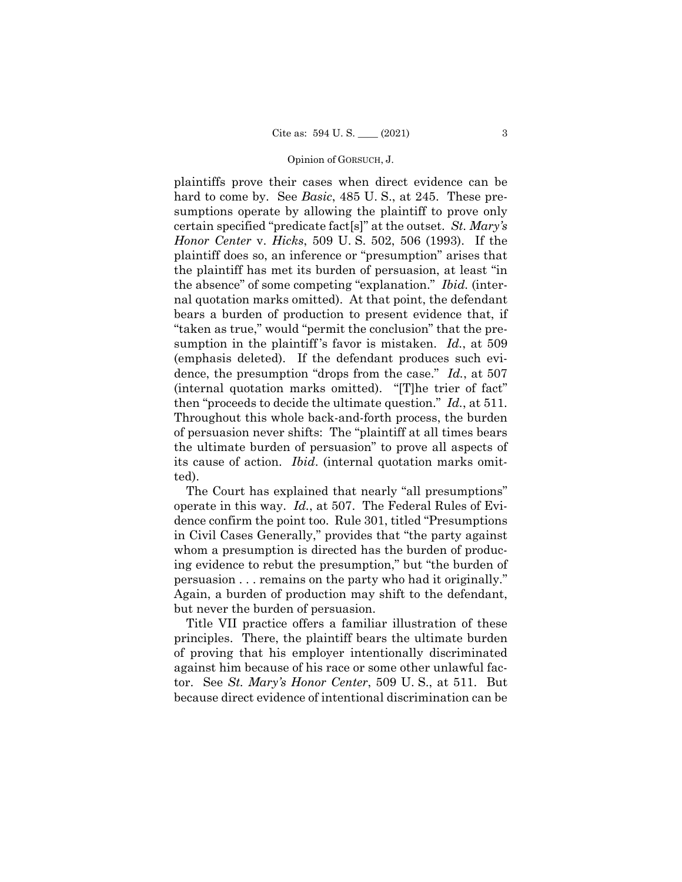plaintiffs prove their cases when direct evidence can be hard to come by. See *Basic*, 485 U. S., at 245. These presumptions operate by allowing the plaintiff to prove only certain specified "predicate fact[s]" at the outset. *St. Mary's Honor Center* v. *Hicks*, 509 U. S. 502, 506 (1993). If the plaintiff does so, an inference or "presumption" arises that the plaintiff has met its burden of persuasion, at least "in the absence" of some competing "explanation." *Ibid.* (internal quotation marks omitted). At that point, the defendant bears a burden of production to present evidence that, if "taken as true," would "permit the conclusion" that the presumption in the plaintiff's favor is mistaken. *Id.*, at 509 (emphasis deleted). If the defendant produces such evidence, the presumption "drops from the case." *Id.*, at 507 (internal quotation marks omitted). "[T]he trier of fact" then "proceeds to decide the ultimate question." *Id.*, at 511. Throughout this whole back-and-forth process, the burden of persuasion never shifts: The "plaintiff at all times bears the ultimate burden of persuasion" to prove all aspects of its cause of action. *Ibid*. (internal quotation marks omitted).

The Court has explained that nearly "all presumptions" operate in this way. *Id.*, at 507. The Federal Rules of Evidence confirm the point too. Rule 301, titled "Presumptions in Civil Cases Generally," provides that "the party against whom a presumption is directed has the burden of producing evidence to rebut the presumption," but "the burden of persuasion . . . remains on the party who had it originally." Again, a burden of production may shift to the defendant, but never the burden of persuasion.

Title VII practice offers a familiar illustration of these principles. There, the plaintiff bears the ultimate burden of proving that his employer intentionally discriminated against him because of his race or some other unlawful factor. See *St. Mary's Honor Center*, 509 U. S., at 511. But because direct evidence of intentional discrimination can be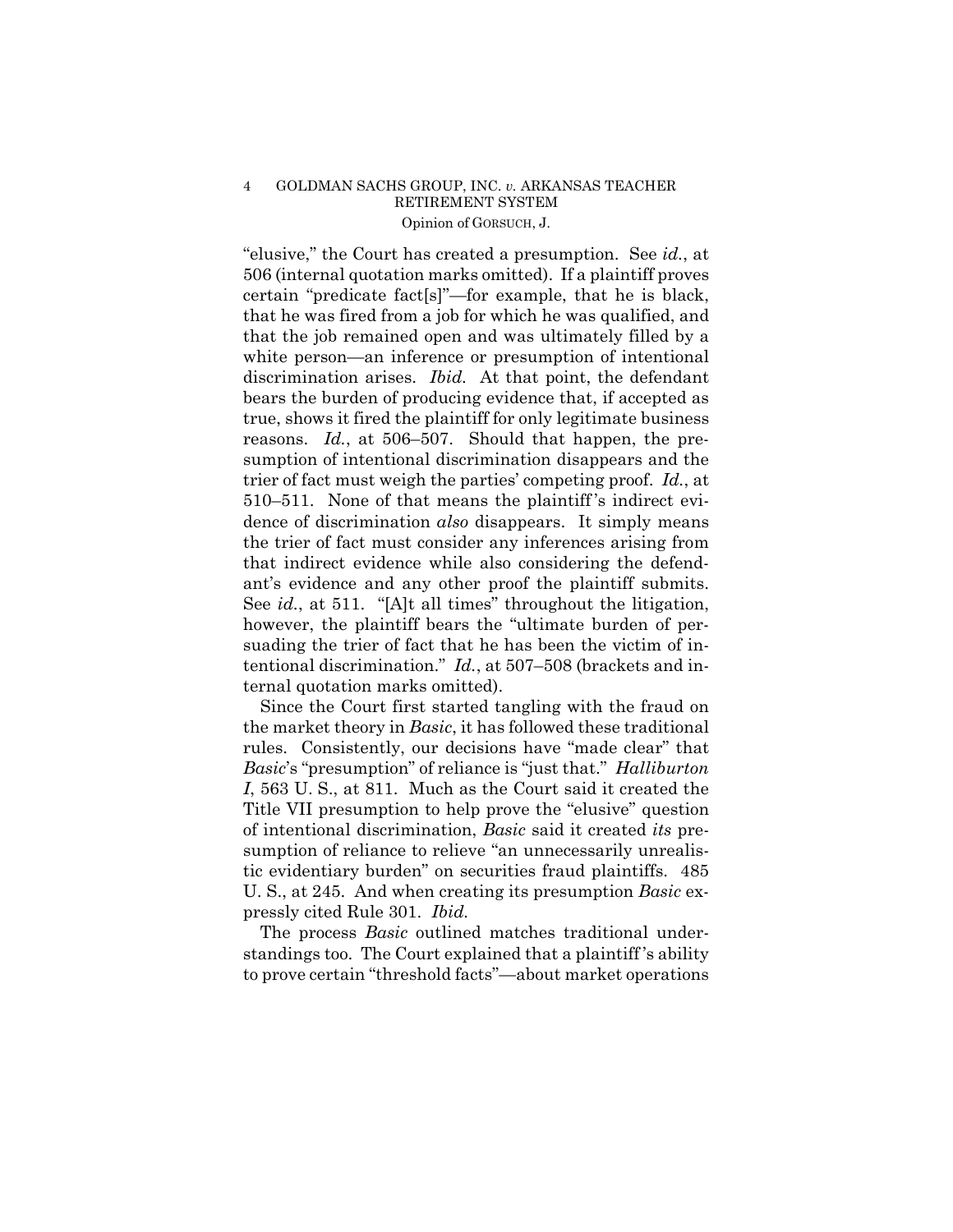"elusive," the Court has created a presumption. See *id.*, at 506 (internal quotation marks omitted). If a plaintiff proves certain "predicate fact[s]"—for example, that he is black, that he was fired from a job for which he was qualified, and that the job remained open and was ultimately filled by a white person—an inference or presumption of intentional discrimination arises. *Ibid.* At that point, the defendant bears the burden of producing evidence that, if accepted as true, shows it fired the plaintiff for only legitimate business reasons. *Id.*, at 506–507. Should that happen, the presumption of intentional discrimination disappears and the trier of fact must weigh the parties' competing proof. *Id.*, at 510–511. None of that means the plaintiff's indirect evidence of discrimination *also* disappears. It simply means the trier of fact must consider any inferences arising from that indirect evidence while also considering the defendant's evidence and any other proof the plaintiff submits. See *id.*, at 511. "[A]t all times" throughout the litigation, however, the plaintiff bears the "ultimate burden of persuading the trier of fact that he has been the victim of intentional discrimination." *Id.*, at 507–508 (brackets and internal quotation marks omitted).

Since the Court first started tangling with the fraud on the market theory in *Basic*, it has followed these traditional rules. Consistently, our decisions have "made clear" that *Basic*'s "presumption" of reliance is "just that." *Halliburton I*, 563 U. S., at 811. Much as the Court said it created the Title VII presumption to help prove the "elusive" question of intentional discrimination, *Basic* said it created *its* presumption of reliance to relieve "an unnecessarily unrealistic evidentiary burden" on securities fraud plaintiffs. 485 U. S., at 245. And when creating its presumption *Basic* expressly cited Rule 301. *Ibid.*

The process *Basic* outlined matches traditional understandings too. The Court explained that a plaintiff's ability to prove certain "threshold facts"—about market operations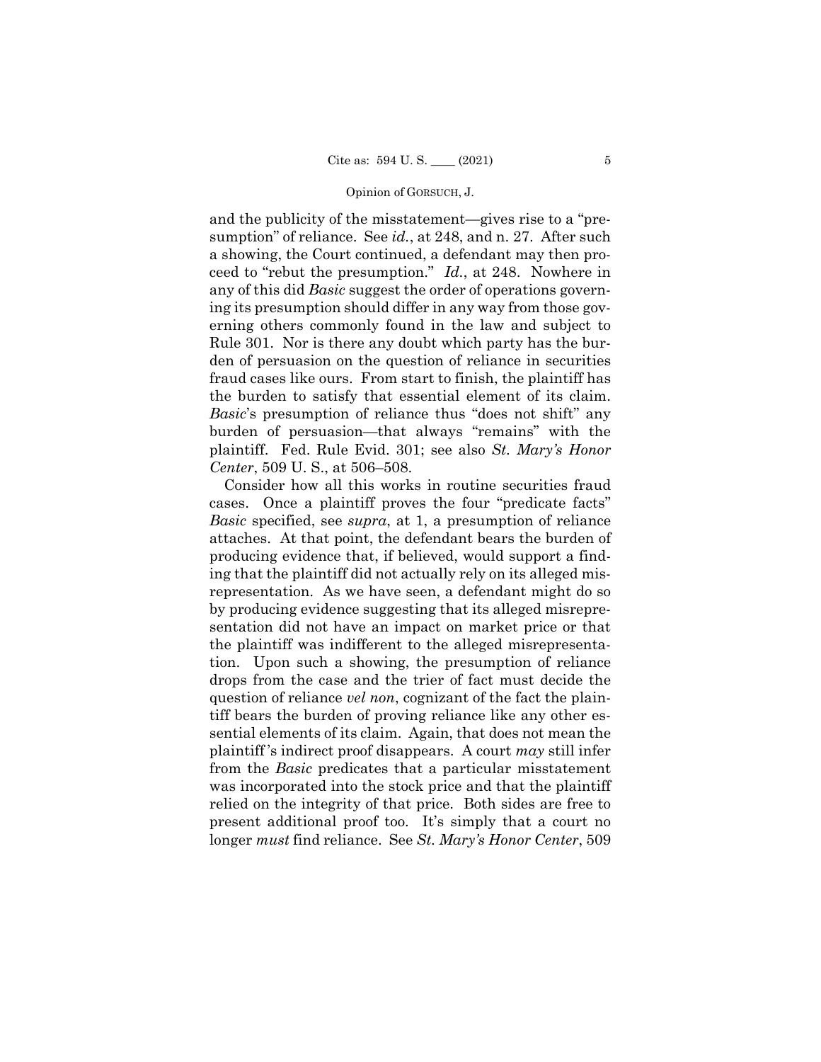and the publicity of the misstatement—gives rise to a "presumption" of reliance. See *id.*, at 248, and n. 27. After such a showing, the Court continued, a defendant may then proceed to "rebut the presumption." *Id.*, at 248. Nowhere in any of this did *Basic* suggest the order of operations governing its presumption should differ in any way from those governing others commonly found in the law and subject to Rule 301. Nor is there any doubt which party has the burden of persuasion on the question of reliance in securities fraud cases like ours. From start to finish, the plaintiff has the burden to satisfy that essential element of its claim. *Basic*'s presumption of reliance thus "does not shift" any burden of persuasion—that always "remains" with the plaintiff. Fed. Rule Evid. 301; see also *St. Mary's Honor Center*, 509 U. S., at 506–508.

Consider how all this works in routine securities fraud cases. Once a plaintiff proves the four "predicate facts" *Basic* specified, see *supra*, at 1, a presumption of reliance attaches. At that point, the defendant bears the burden of producing evidence that, if believed, would support a finding that the plaintiff did not actually rely on its alleged misrepresentation. As we have seen, a defendant might do so by producing evidence suggesting that its alleged misrepresentation did not have an impact on market price or that the plaintiff was indifferent to the alleged misrepresentation. Upon such a showing, the presumption of reliance drops from the case and the trier of fact must decide the question of reliance *vel non*, cognizant of the fact the plaintiff bears the burden of proving reliance like any other essential elements of its claim. Again, that does not mean the plaintiff's indirect proof disappears. A court *may* still infer from the *Basic* predicates that a particular misstatement was incorporated into the stock price and that the plaintiff relied on the integrity of that price. Both sides are free to present additional proof too. It's simply that a court no longer *must* find reliance. See *St. Mary's Honor Center*, 509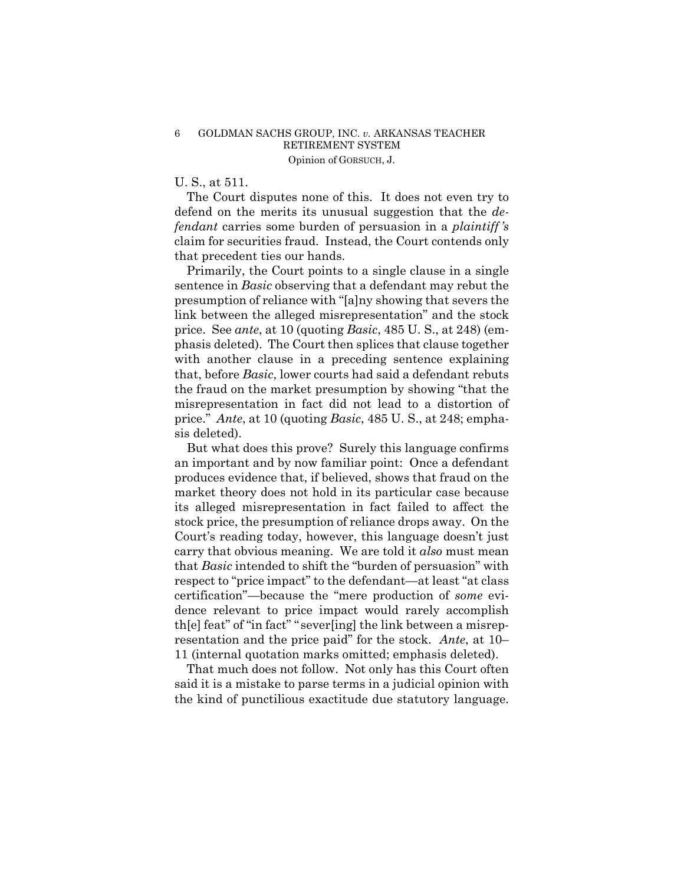U. S., at 511.

The Court disputes none of this. It does not even try to defend on the merits its unusual suggestion that the *defendant* carries some burden of persuasion in a *plaintiff's* claim for securities fraud. Instead, the Court contends only that precedent ties our hands.

Primarily, the Court points to a single clause in a single sentence in *Basic* observing that a defendant may rebut the presumption of reliance with "[a]ny showing that severs the link between the alleged misrepresentation" and the stock price. See *ante*, at 10 (quoting *Basic*, 485 U. S., at 248) (emphasis deleted). The Court then splices that clause together with another clause in a preceding sentence explaining that, before *Basic*, lower courts had said a defendant rebuts the fraud on the market presumption by showing "that the misrepresentation in fact did not lead to a distortion of price." *Ante*, at 10 (quoting *Basic*, 485 U. S., at 248; emphasis deleted).

But what does this prove? Surely this language confirms an important and by now familiar point: Once a defendant produces evidence that, if believed, shows that fraud on the market theory does not hold in its particular case because its alleged misrepresentation in fact failed to affect the stock price, the presumption of reliance drops away. On the Court's reading today, however, this language doesn't just carry that obvious meaning. We are told it *also* must mean that *Basic* intended to shift the "burden of persuasion" with respect to "price impact" to the defendant—at least "at class certification"—because the "mere production of *some* evidence relevant to price impact would rarely accomplish th[e] feat" of "in fact" "sever[ing] the link between a misrepresentation and the price paid" for the stock. *Ante*, at 10–11 (internal quotation marks omitted; emphasis deleted).

That much does not follow. Not only has this Court often said it is a mistake to parse terms in a judicial opinion with the kind of punctilious exactitude due statutory language.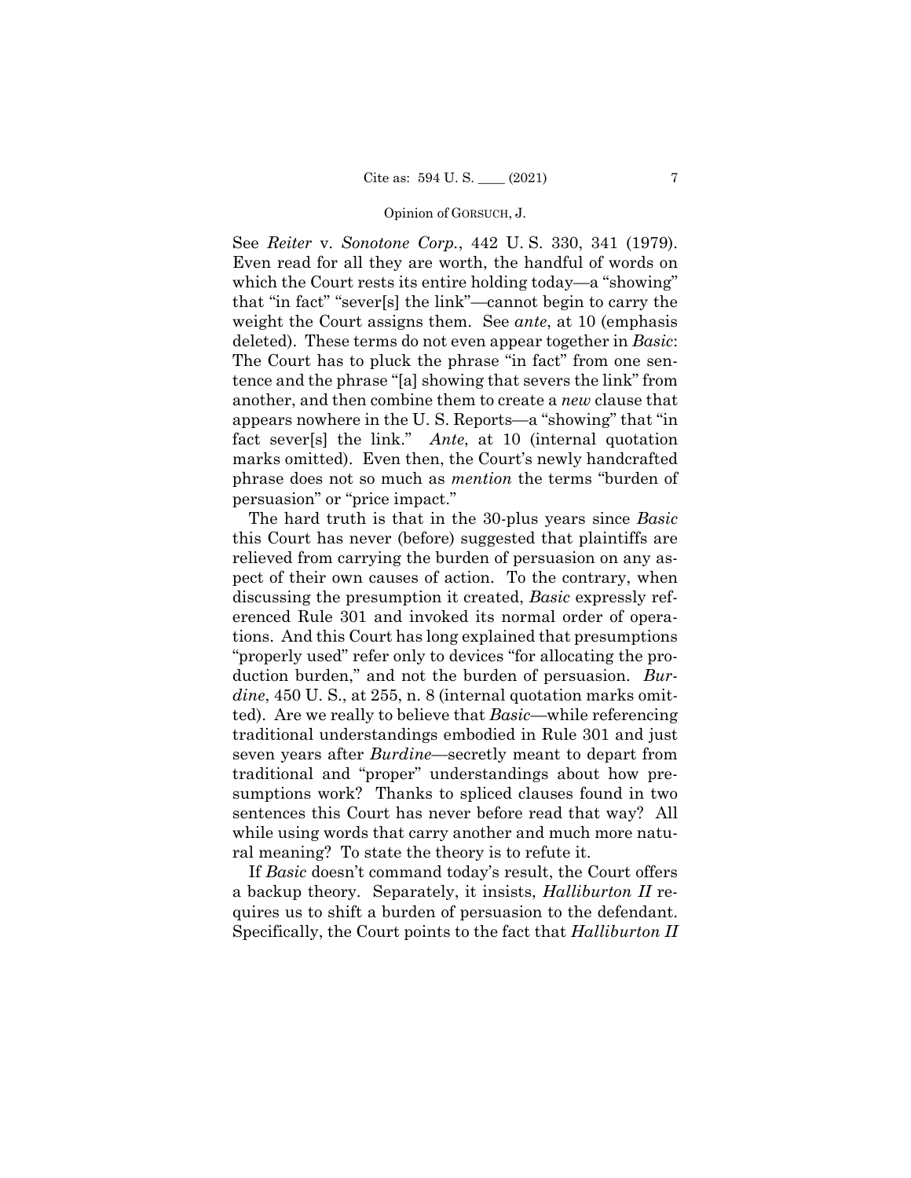See *Reiter* v. *Sonotone Corp.*, 442 U. S. 330, 341 (1979). Even read for all they are worth, the handful of words on which the Court rests its entire holding today—a "showing" that "in fact" "sever[s] the link"—cannot begin to carry the weight the Court assigns them. See *ante*, at 10 (emphasis deleted). These terms do not even appear together in *Basic*: The Court has to pluck the phrase "in fact" from one sentence and the phrase "[a] showing that severs the link" from another, and then combine them to create a *new* clause that appears nowhere in the U. S. Reports—a "showing" that "in fact sever[s] the link." *Ante*, at 10 (internal quotation marks omitted). Even then, the Court's newly handcrafted phrase does not so much as *mention* the terms "burden of persuasion" or "price impact."

The hard truth is that in the 30-plus years since *Basic* this Court has never (before) suggested that plaintiffs are relieved from carrying the burden of persuasion on any aspect of their own causes of action. To the contrary, when discussing the presumption it created, *Basic* expressly referenced Rule 301 and invoked its normal order of operations. And this Court has long explained that presumptions "properly used" refer only to devices "for allocating the production burden," and not the burden of persuasion. *Burdine*, 450 U. S., at 255, n. 8 (internal quotation marks omitted). Are we really to believe that *Basic*—while referencing traditional understandings embodied in Rule 301 and just seven years after *Burdine*—secretly meant to depart from traditional and "proper" understandings about how presumptions work? Thanks to spliced clauses found in two sentences this Court has never before read that way? All while using words that carry another and much more natural meaning? To state the theory is to refute it.

If *Basic* doesn't command today's result, the Court offers a backup theory. Separately, it insists, *Halliburton II* requires us to shift a burden of persuasion to the defendant. Specifically, the Court points to the fact that *Halliburton II*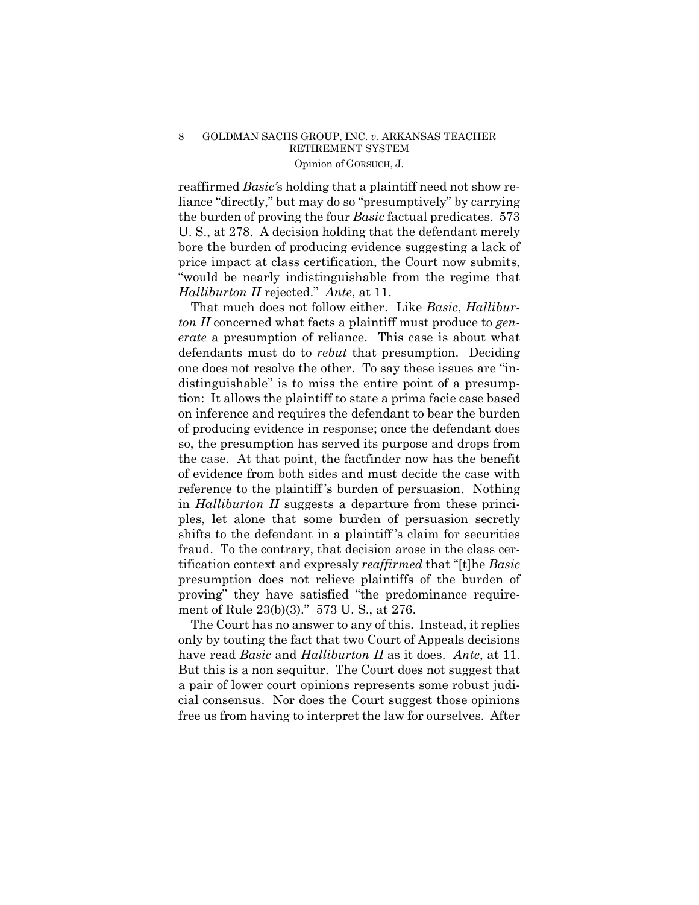reaffirmed *Basic*'s holding that a plaintiff need not show reliance "directly," but may do so "presumptively" by carrying the burden of proving the four *Basic* factual predicates. 573 U. S., at 278. A decision holding that the defendant merely bore the burden of producing evidence suggesting a lack of price impact at class certification, the Court now submits, "would be nearly indistinguishable from the regime that *Halliburton II* rejected." *Ante*, at 11.

That much does not follow either. Like *Basic*, *Halliburton II* concerned what facts a plaintiff must produce to *generate* a presumption of reliance. This case is about what defendants must do to *rebut* that presumption. Deciding one does not resolve the other. To say these issues are "indistinguishable" is to miss the entire point of a presumption: It allows the plaintiff to state a prima facie case based on inference and requires the defendant to bear the burden of producing evidence in response; once the defendant does so, the presumption has served its purpose and drops from the case. At that point, the factfinder now has the benefit of evidence from both sides and must decide the case with reference to the plaintiff's burden of persuasion. Nothing in *Halliburton II* suggests a departure from these principles, let alone that some burden of persuasion secretly shifts to the defendant in a plaintiff's claim for securities fraud. To the contrary, that decision arose in the class certification context and expressly *reaffirmed* that "[t]he *Basic* presumption does not relieve plaintiffs of the burden of proving" they have satisfied "the predominance requirement of Rule 23(b)(3)." 573 U. S., at 276.

The Court has no answer to any of this. Instead, it replies only by touting the fact that two Court of Appeals decisions have read *Basic* and *Halliburton II* as it does. *Ante*, at 11. But this is a non sequitur. The Court does not suggest that a pair of lower court opinions represents some robust judicial consensus. Nor does the Court suggest those opinions free us from having to interpret the law for ourselves. After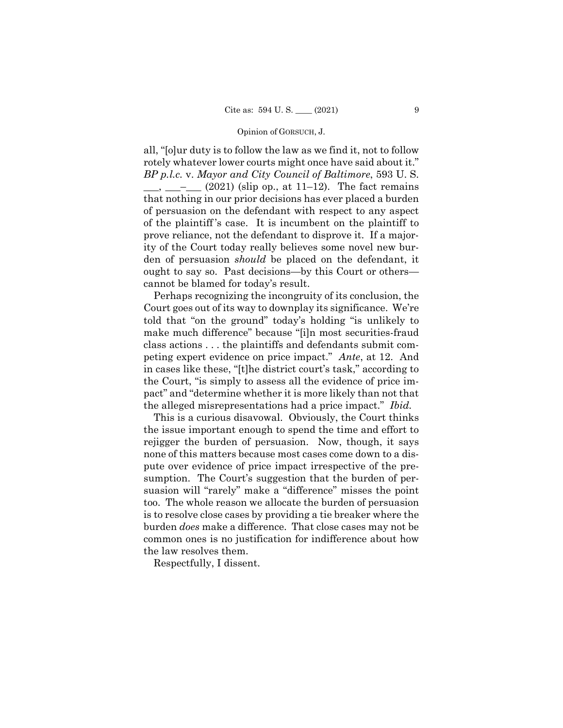all, "[o]ur duty is to follow the law as we find it, not to follow rotely whatever lower courts might once have said about it." *BP p.l.c.* v. *Mayor and City Council of Baltimore*, 593 U. S. ___, ___–___ (2021) (slip op., at 11–12). The fact remains that nothing in our prior decisions has ever placed a burden of persuasion on the defendant with respect to any aspect of the plaintiff's case. It is incumbent on the plaintiff to prove reliance, not the defendant to disprove it. If a majority of the Court today really believes some novel new burden of persuasion *should* be placed on the defendant, it ought to say so. Past decisions—by this Court or others—cannot be blamed for today's result.

Perhaps recognizing the incongruity of its conclusion, the Court goes out of its way to downplay its significance. We're told that "on the ground" today's holding "is unlikely to make much difference" because "[i]n most securities-fraud class actions . . . the plaintiffs and defendants submit competing expert evidence on price impact." *Ante*, at 12. And in cases like these, "[t]he district court's task," according to the Court, "is simply to assess all the evidence of price impact" and "determine whether it is more likely than not that the alleged misrepresentations had a price impact." *Ibid.*

This is a curious disavowal. Obviously, the Court thinks the issue important enough to spend the time and effort to rejigger the burden of persuasion. Now, though, it says none of this matters because most cases come down to a dispute over evidence of price impact irrespective of the presumption. The Court's suggestion that the burden of persuasion will "rarely" make a "difference" misses the point too. The whole reason we allocate the burden of persuasion is to resolve close cases by providing a tie breaker where the burden *does* make a difference. That close cases may not be common ones is no justification for indifference about how the law resolves them.

Respectfully, I dissent.